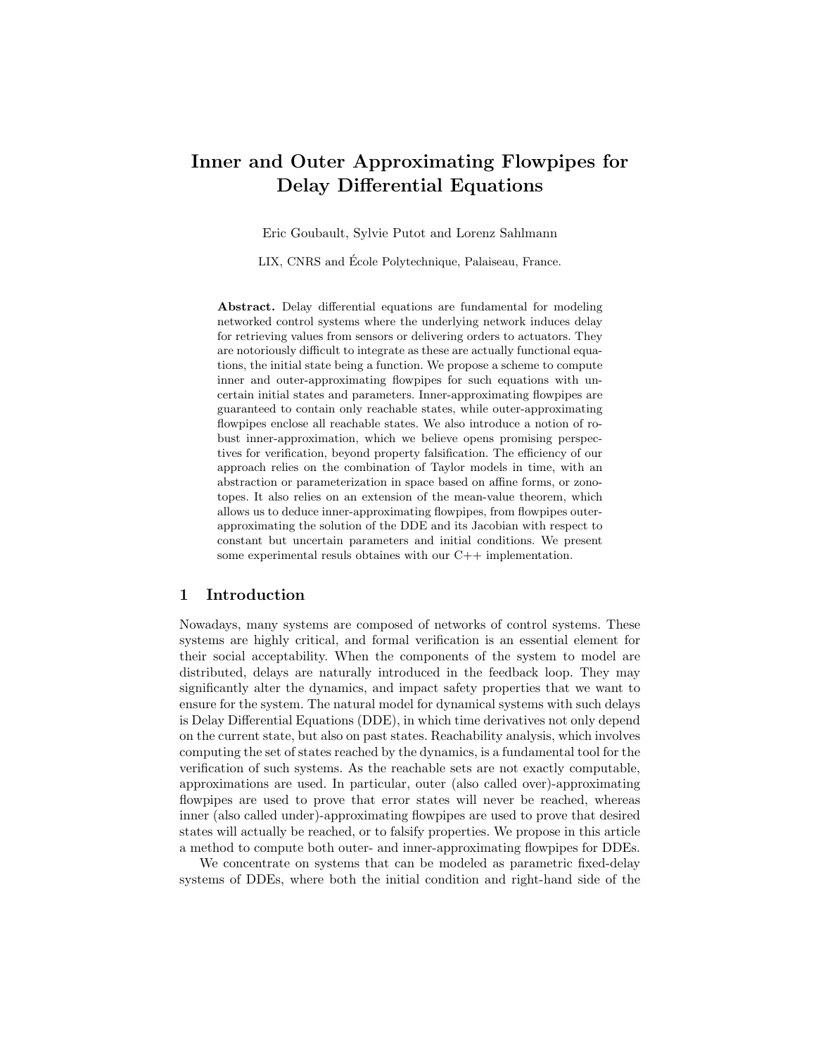# Inner and Outer Approximating Flowpipes for Delay Differential Equations

Eric Goubault, Sylvie Putot and Lorenz Sahlmann

LIX, CNRS and École Polytechnique, Palaiseau, France.

**Abstract.** Delay differential equations are fundamental for modeling networked control systems where the underlying network induces delay for retrieving values from sensors or delivering orders to actuators. They are notoriously difficult to integrate as these are actually functional equations, the initial state being a function. We propose a scheme to compute inner and outer-approximating flowpipes for such equations with uncertain initial states and parameters. Inner-approximating flowpipes are guaranteed to contain only reachable states, while outer-approximating flowpipes enclose all reachable states. We also introduce a notion of robust inner-approximation, which we believe opens promising perspectives for verification, beyond property falsification. The efficiency of our approach relies on the combination of Taylor models in time, with an abstraction or parameterization in space based on affine forms, or zonotopes. It also relies on an extension of the mean-value theorem, which allows us to deduce inner-approximating flowpipes, from flowpipes outer-approximating the solution of the DDE and its Jacobian with respect to constant but uncertain parameters and initial conditions. We present some experimental resuls obtaines with our C++ implementation.

## 1 Introduction

Nowadays, many systems are composed of networks of control systems. These systems are highly critical, and formal verification is an essential element for their social acceptability. When the components of the system to model are distributed, delays are naturally introduced in the feedback loop. They may significantly alter the dynamics, and impact safety properties that we want to ensure for the system. The natural model for dynamical systems with such delays is Delay Differential Equations (DDE), in which time derivatives not only depend on the current state, but also on past states. Reachability analysis, which involves computing the set of states reached by the dynamics, is a fundamental tool for the verification of such systems. As the reachable sets are not exactly computable, approximations are used. In particular, outer (also called over)-approximating flowpipes are used to prove that error states will never be reached, whereas inner (also called under)-approximating flowpipes are used to prove that desired states will actually be reached, or to falsify properties. We propose in this article a method to compute both outer- and inner-approximating flowpipes for DDEs.

We concentrate on systems that can be modeled as parametric fixed-delay systems of DDEs, where both the initial condition and right-hand side of the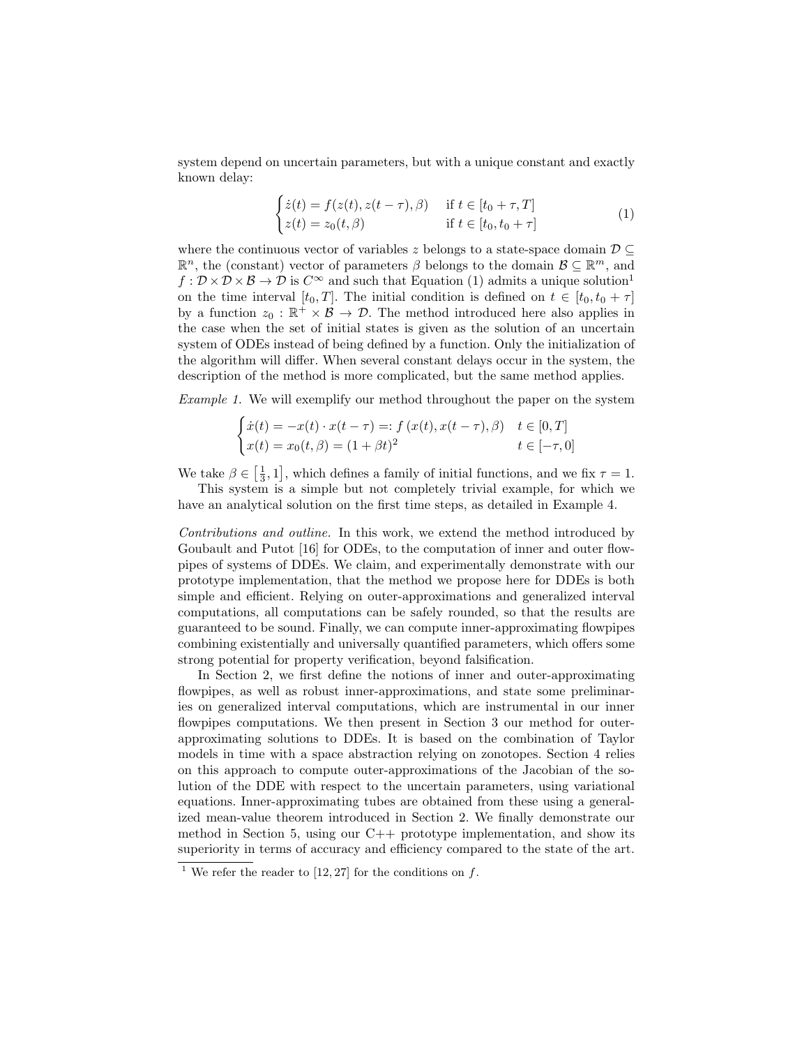system depend on uncertain parameters, but with a unique constant and exactly known delay:

$$
\begin{cases} \dot{z}(t) = f(z(t), z(t-\tau), \beta) & \text{if } t \in [t_0 + \tau, T] \\ z(t) = z_0(t, \beta) & \text{if } t \in [t_0, t_0 + \tau] \end{cases} \tag{1}
$$

where the continuous vector of variables $z$ belongs to a state-space domain $\mathcal{D} \subseteq \mathbb{R}^n$, the (constant) vector of parameters $\beta$ belongs to the domain $\mathcal{B} \subseteq \mathbb{R}^m$, and $f : \mathcal{D} \times \mathcal{D} \times \mathcal{B} \to \mathcal{D}$ is $C^\infty$ and such that Equation (1) admits a unique solution[1] on the time interval $[t_0, T]$. The initial condition is defined on $t \in [t_0, t_0 + \tau]$ by a function $z_0 : \mathbb{R}^+ \times \mathcal{B} \to \mathcal{D}$. The method introduced here also applies in the case when the set of initial states is given as the solution of an uncertain system of ODEs instead of being defined by a function. Only the initialization of the algorithm will differ. When several constant delays occur in the system, the description of the method is more complicated, but the same method applies.

*Example 1.* We will exemplify our method throughout the paper on the system

$$
\begin{cases} \dot{x}(t) = -x(t) \cdot x(t-\tau) =: f\left(x(t), x(t-\tau), \beta\right) & t \in [0, T] \\ x(t) = x_0(t, \beta) = (1 + \beta t)^2 & t \in [-\tau, 0] \end{cases}
$$

We take $\beta \in \left[\frac{1}{3}, 1\right]$, which defines a family of initial functions, and we fix $\tau = 1$.

This system is a simple but not completely trivial example, for which we have an analytical solution on the first time steps, as detailed in Example 4.

*Contributions and outline.* In this work, we extend the method introduced by Goubault and Putot [16] for ODEs, to the computation of inner and outer flowpipes of systems of DDEs. We claim, and experimentally demonstrate with our prototype implementation, that the method we propose here for DDEs is both simple and efficient. Relying on outer-approximations and generalized interval computations, all computations can be safely rounded, so that the results are guaranteed to be sound. Finally, we can compute inner-approximating flowpipes combining existentially and universally quantified parameters, which offers some strong potential for property verification, beyond falsification.

In Section 2, we first define the notions of inner and outer-approximating flowpipes, as well as robust inner-approximations, and state some preliminaries on generalized interval computations, which are instrumental in our inner flowpipes computations. We then present in Section 3 our method for outer-approximating solutions to DDEs. It is based on the combination of Taylor models in time with a space abstraction relying on zonotopes. Section 4 relies on this approach to compute outer-approximations of the Jacobian of the solution of the DDE with respect to the uncertain parameters, using variational equations. Inner-approximating tubes are obtained from these using a generalized mean-value theorem introduced in Section 2. We finally demonstrate our method in Section 5, using our C++ prototype implementation, and show its superiority in terms of accuracy and efficiency compared to the state of the art.

[1] We refer the reader to [12, 27] for the conditions on $f$.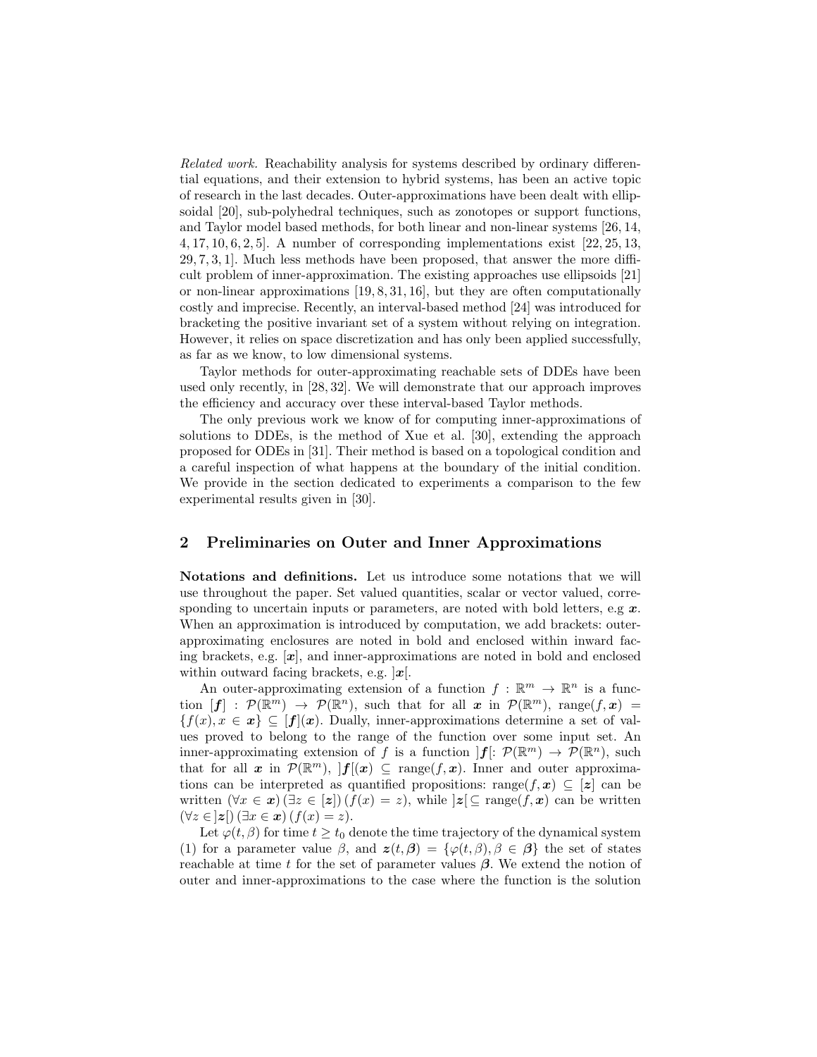*Related work.* Reachability analysis for systems described by ordinary differential equations, and their extension to hybrid systems, has been an active topic of research in the last decades. Outer-approximations have been dealt with ellipsoidal [20], sub-polyhedral techniques, such as zonotopes or support functions, and Taylor model based methods, for both linear and non-linear systems [26, 14, 4, 17, 10, 6, 2, 5]. A number of corresponding implementations exist [22, 25, 13, 29, 7, 3, 1]. Much less methods have been proposed, that answer the more difficult problem of inner-approximation. The existing approaches use ellipsoids [21] or non-linear approximations [19, 8, 31, 16], but they are often computationally costly and imprecise. Recently, an interval-based method [24] was introduced for bracketing the positive invariant set of a system without relying on integration. However, it relies on space discretization and has only been applied successfully, as far as we know, to low dimensional systems.

Taylor methods for outer-approximating reachable sets of DDEs have been used only recently, in [28, 32]. We will demonstrate that our approach improves the efficiency and accuracy over these interval-based Taylor methods.

The only previous work we know of for computing inner-approximations of solutions to DDEs, is the method of Xue et al. [30], extending the approach proposed for ODEs in [31]. Their method is based on a topological condition and a careful inspection of what happens at the boundary of the initial condition. We provide in the section dedicated to experiments a comparison to the few experimental results given in [30].

## 2 Preliminaries on Outer and Inner Approximations

**Notations and definitions.** Let us introduce some notations that we will use throughout the paper. Set valued quantities, scalar or vector valued, corresponding to uncertain inputs or parameters, are noted with bold letters, e.g $\boldsymbol{x}$. When an approximation is introduced by computation, we add brackets: outer-approximating enclosures are noted in bold and enclosed within inward facing brackets, e.g. $[\boldsymbol{x}]$, and inner-approximations are noted in bold and enclosed within outward facing brackets, e.g. $]\boldsymbol{x}[$.

An outer-approximating extension of a function $f : \mathbb{R}^m \to \mathbb{R}^n$ is a function $[\boldsymbol{f}] : \mathcal{P}(\mathbb{R}^m) \to \mathcal{P}(\mathbb{R}^n)$, such that for all $\boldsymbol{x}$ in $\mathcal{P}(\mathbb{R}^m)$, $\text{range}(f, \boldsymbol{x}) = \{f(x), x \in \boldsymbol{x}\} \subseteq [\boldsymbol{f}](\boldsymbol{x})$. Dually, inner-approximations determine a set of values proved to belong to the range of the function over some input set. An inner-approximating extension of $f$ is a function $]\boldsymbol{f}[: \mathcal{P}(\mathbb{R}^m) \to \mathcal{P}(\mathbb{R}^n)$, such that for all $\boldsymbol{x}$ in $\mathcal{P}(\mathbb{R}^m)$, $]\boldsymbol{f}[(\boldsymbol{x}) \subseteq \text{range}(f, \boldsymbol{x})$. Inner and outer approximations can be interpreted as quantified propositions: $\text{range}(f, \boldsymbol{x}) \subseteq [\boldsymbol{z}]$ can be written $(\forall x \in \boldsymbol{x})\,(\exists z \in [\boldsymbol{z}])\,(f(x) = z)$, while $]\boldsymbol{z}[ \subseteq \text{range}(f, \boldsymbol{x})$ can be written $(\forall z \in ]\boldsymbol{z}[)\,(\exists x \in \boldsymbol{x})\,(f(x) = z)$.

Let $\varphi(t, \beta)$ for time $t \geq t_0$ denote the time trajectory of the dynamical system (1) for a parameter value $\beta$, and $\boldsymbol{z}(t, \boldsymbol{\beta}) = \{\varphi(t, \beta), \beta \in \boldsymbol{\beta}\}$ the set of states reachable at time $t$ for the set of parameter values $\boldsymbol{\beta}$. We extend the notion of outer and inner-approximations to the case where the function is the solution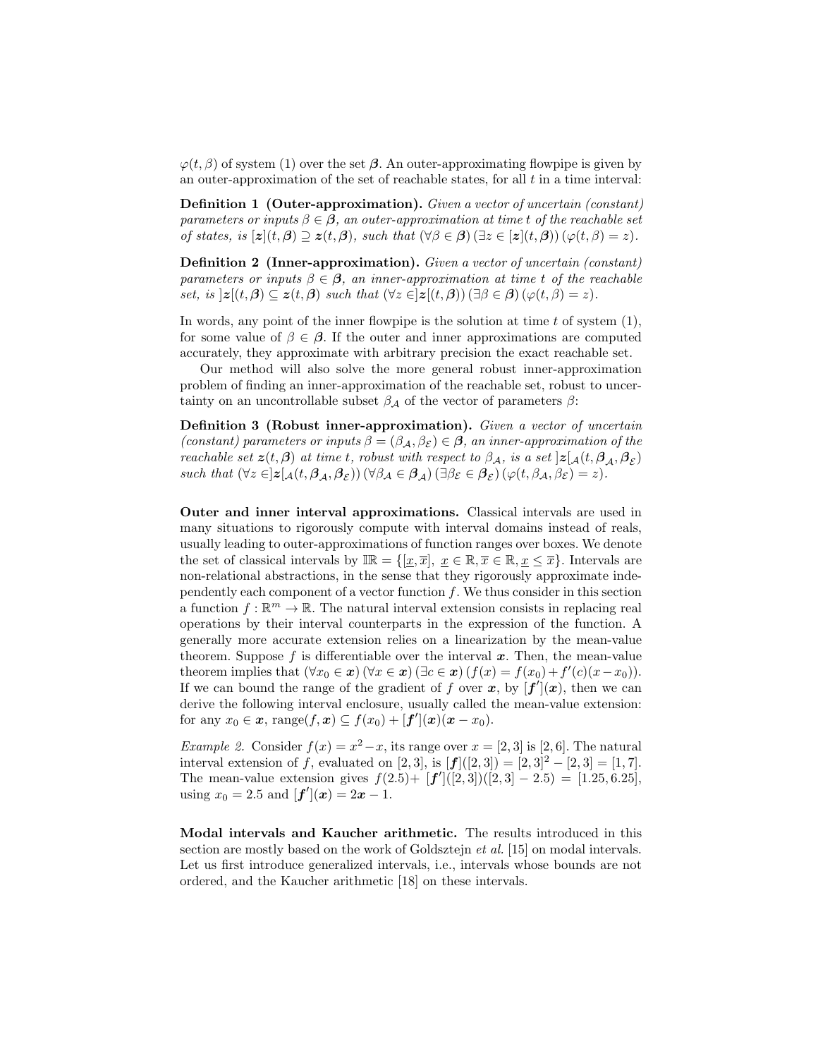$\varphi(t, \beta)$ of system (1) over the set $\boldsymbol{\beta}$. An outer-approximating flowpipe is given by an outer-approximation of the set of reachable states, for all $t$ in a time interval:

**Definition 1 (Outer-approximation).** *Given a vector of uncertain (constant) parameters or inputs $\beta \in \boldsymbol{\beta}$, an outer-approximation at time $t$ of the reachable set of states, is $[\boldsymbol{z}](t, \boldsymbol{\beta}) \supseteq \boldsymbol{z}(t, \boldsymbol{\beta})$, such that $(\forall \beta \in \boldsymbol{\beta})\,(\exists z \in [\boldsymbol{z}](t, \boldsymbol{\beta}))\,(\varphi(t, \beta) = z)$.*

**Definition 2 (Inner-approximation).** *Given a vector of uncertain (constant) parameters or inputs $\beta \in \boldsymbol{\beta}$, an inner-approximation at time $t$ of the reachable set, is $]\boldsymbol{z}[(t, \boldsymbol{\beta}) \subseteq \boldsymbol{z}(t, \boldsymbol{\beta})$ such that $(\forall z \in ]\boldsymbol{z}[(t, \boldsymbol{\beta}))\,(\exists \beta \in \boldsymbol{\beta})\,(\varphi(t, \beta) = z)$.*

In words, any point of the inner flowpipe is the solution at time $t$ of system (1), for some value of $\beta \in \boldsymbol{\beta}$. If the outer and inner approximations are computed accurately, they approximate with arbitrary precision the exact reachable set.

Our method will also solve the more general robust inner-approximation problem of finding an inner-approximation of the reachable set, robust to uncertainty on an uncontrollable subset $\beta_{\mathcal{A}}$ of the vector of parameters $\beta$:

**Definition 3 (Robust inner-approximation).** *Given a vector of uncertain (constant) parameters or inputs $\beta = (\beta_{\mathcal{A}}, \beta_{\mathcal{E}}) \in \boldsymbol{\beta}$, an inner-approximation of the reachable set $\boldsymbol{z}(t, \boldsymbol{\beta})$ at time $t$, robust with respect to $\beta_{\mathcal{A}}$, is a set $]\boldsymbol{z}[_{\mathcal{A}}(t, \boldsymbol{\beta}_{\mathcal{A}}, \boldsymbol{\beta}_{\mathcal{E}})$ such that $(\forall z \in ]\boldsymbol{z}[_{\mathcal{A}}(t, \boldsymbol{\beta}_{\mathcal{A}}, \boldsymbol{\beta}_{\mathcal{E}}))\,(\forall \beta_{\mathcal{A}} \in \boldsymbol{\beta}_{\mathcal{A}})\,(\exists \beta_{\mathcal{E}} \in \boldsymbol{\beta}_{\mathcal{E}})\,(\varphi(t, \beta_{\mathcal{A}}, \beta_{\mathcal{E}}) = z)$.*

**Outer and inner interval approximations.** Classical intervals are used in many situations to rigorously compute with interval domains instead of reals, usually leading to outer-approximations of function ranges over boxes. We denote the set of classical intervals by $\mathbb{IR} = \{[\underline{x}, \overline{x}],\ \underline{x} \in \mathbb{R}, \overline{x} \in \mathbb{R}, \underline{x} \leq \overline{x}\}$. Intervals are non-relational abstractions, in the sense that they rigorously approximate independently each component of a vector function $f$. We thus consider in this section a function $f : \mathbb{R}^m \to \mathbb{R}$. The natural interval extension consists in replacing real operations by their interval counterparts in the expression of the function. A generally more accurate extension relies on a linearization by the mean-value theorem. Suppose $f$ is differentiable over the interval $\boldsymbol{x}$. Then, the mean-value theorem implies that $(\forall x_0 \in \boldsymbol{x})\,(\forall x \in \boldsymbol{x})\,(\exists c \in \boldsymbol{x})\,(f(x) = f(x_0) + f'(c)(x - x_0))$. If we can bound the range of the gradient of $f$ over $\boldsymbol{x}$, by $[\boldsymbol{f'}](\boldsymbol{x})$, then we can derive the following interval enclosure, usually called the mean-value extension: for any $x_0 \in \boldsymbol{x}$, $\text{range}(f, \boldsymbol{x}) \subseteq f(x_0) + [\boldsymbol{f'}](\boldsymbol{x})(\boldsymbol{x} - x_0)$.

*Example 2.* Consider $f(x) = x^2 - x$, its range over $x = [2, 3]$ is $[2, 6]$. The natural interval extension of $f$, evaluated on $[2, 3]$, is $[\boldsymbol{f}]([2, 3]) = [2, 3]^2 - [2, 3] = [1, 7]$. The mean-value extension gives $f(2.5) + [\boldsymbol{f'}]([2, 3])([2, 3] - 2.5) = [1.25, 6.25]$, using $x_0 = 2.5$ and $[\boldsymbol{f'}](\boldsymbol{x}) = 2\boldsymbol{x} - 1$.

**Modal intervals and Kaucher arithmetic.** The results introduced in this section are mostly based on the work of Goldsztejn *et al.* [15] on modal intervals. Let us first introduce generalized intervals, i.e., intervals whose bounds are not ordered, and the Kaucher arithmetic [18] on these intervals.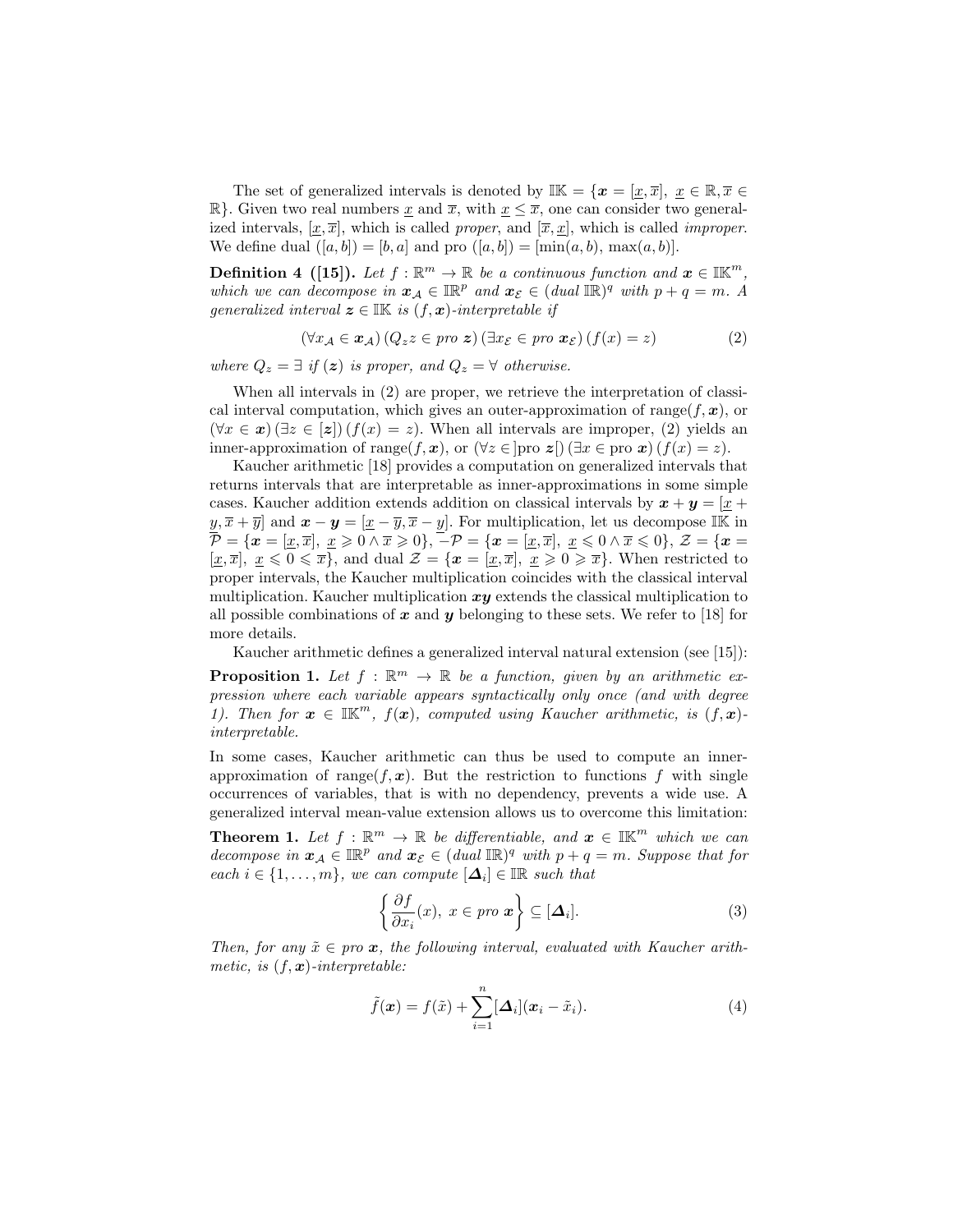The set of generalized intervals is denoted by $\mathbb{IK} = \{\boldsymbol{x} = [\underline{x}, \overline{x}],\ \underline{x} \in \mathbb{R}, \overline{x} \in \mathbb{R}\}$. Given two real numbers $\underline{x}$ and $\overline{x}$, with $\underline{x} \leq \overline{x}$, one can consider two generalized intervals, $[\underline{x}, \overline{x}]$, which is called *proper*, and $[\overline{x}, \underline{x}]$, which is called *improper*. We define dual $([a, b]) = [b, a]$ and pro $([a, b]) = [\min(a, b),\ \max(a, b)]$.

**Definition 4 ([15]).** *Let $f : \mathbb{R}^m \to \mathbb{R}$ be a continuous function and $\boldsymbol{x} \in \mathbb{IK}^m$, which we can decompose in $\boldsymbol{x}_\mathcal{A} \in \mathbb{IR}^p$ and $\boldsymbol{x}_\mathcal{E} \in (\text{dual } \mathbb{IR})^q$ with $p + q = m$. A generalized interval $\boldsymbol{z} \in \mathbb{IK}$ is $(f, \boldsymbol{x})$-interpretable if*

$$(\forall x_\mathcal{A} \in \boldsymbol{x}_\mathcal{A})\,(Q_z z \in \text{pro } \boldsymbol{z})\,(\exists x_\mathcal{E} \in \text{pro } \boldsymbol{x}_\mathcal{E})\,(f(x) = z) \tag{2}$$

*where $Q_z = \exists$ if $(\boldsymbol{z})$ is proper, and $Q_z = \forall$ otherwise.*

When all intervals in (2) are proper, we retrieve the interpretation of classical interval computation, which gives an outer-approximation of range$(f, \boldsymbol{x})$, or $(\forall x \in \boldsymbol{x})\,(\exists z \in [\boldsymbol{z}])\,(f(x) = z)$. When all intervals are improper, (2) yields an inner-approximation of range$(f, \boldsymbol{x})$, or $(\forall z \in ]\text{pro } \boldsymbol{z}[)\,(\exists x \in \text{pro } \boldsymbol{x})\,(f(x) = z)$.

Kaucher arithmetic [18] provides a computation on generalized intervals that returns intervals that are interpretable as inner-approximations in some simple cases. Kaucher addition extends addition on classical intervals by $\boldsymbol{x} + \boldsymbol{y} = [\underline{x} + \underline{y}, \overline{x} + \overline{y}]$ and $\boldsymbol{x} - \boldsymbol{y} = [\underline{x} - \overline{y}, \overline{x} - \underline{y}]$. For multiplication, let us decompose $\mathbb{IK}$ in $\mathcal{P} = \{\boldsymbol{x} = [\underline{x}, \overline{x}],\ \underline{x} \geqslant 0 \wedge \overline{x} \geqslant 0\}$, $-\mathcal{P} = \{\boldsymbol{x} = [\underline{x}, \overline{x}],\ \underline{x} \leqslant 0 \wedge \overline{x} \leqslant 0\}$, $\mathcal{Z} = \{\boldsymbol{x} = [\underline{x}, \overline{x}],\ \underline{x} \leqslant 0 \leqslant \overline{x}\}$, and dual $\mathcal{Z} = \{\boldsymbol{x} = [\underline{x}, \overline{x}],\ \underline{x} \geqslant 0 \geqslant \overline{x}\}$. When restricted to proper intervals, the Kaucher multiplication coincides with the classical interval multiplication. Kaucher multiplication $\boldsymbol{xy}$ extends the classical multiplication to all possible combinations of $\boldsymbol{x}$ and $\boldsymbol{y}$ belonging to these sets. We refer to [18] for more details.

Kaucher arithmetic defines a generalized interval natural extension (see [15]):

**Proposition 1.** *Let $f : \mathbb{R}^m \to \mathbb{R}$ be a function, given by an arithmetic expression where each variable appears syntactically only once (and with degree 1). Then for $\boldsymbol{x} \in \mathbb{IK}^m$, $f(\boldsymbol{x})$, computed using Kaucher arithmetic, is $(f, \boldsymbol{x})$-interpretable.*

In some cases, Kaucher arithmetic can thus be used to compute an inner-approximation of range$(f, \boldsymbol{x})$. But the restriction to functions $f$ with single occurrences of variables, that is with no dependency, prevents a wide use. A generalized interval mean-value extension allows us to overcome this limitation:

**Theorem 1.** *Let $f : \mathbb{R}^m \to \mathbb{R}$ be differentiable, and $\boldsymbol{x} \in \mathbb{IK}^m$ which we can decompose in $\boldsymbol{x}_\mathcal{A} \in \mathbb{IR}^p$ and $\boldsymbol{x}_\mathcal{E} \in (\text{dual } \mathbb{IR})^q$ with $p + q = m$. Suppose that for each $i \in \{1, \ldots, m\}$, we can compute $[\boldsymbol{\Delta}_i] \in \mathbb{IR}$ such that*

$$\left\{ \frac{\partial f}{\partial x_i}(x),\ x \in \text{pro } \boldsymbol{x} \right\} \subseteq [\boldsymbol{\Delta}_i]. \tag{3}$$

*Then, for any $\tilde{x} \in \text{pro } \boldsymbol{x}$, the following interval, evaluated with Kaucher arithmetic, is $(f, \boldsymbol{x})$-interpretable:*

$$\tilde{f}(\boldsymbol{x}) = f(\tilde{x}) + \sum_{i=1}^{n} [\boldsymbol{\Delta}_i](\boldsymbol{x}_i - \tilde{x}_i). \tag{4}$$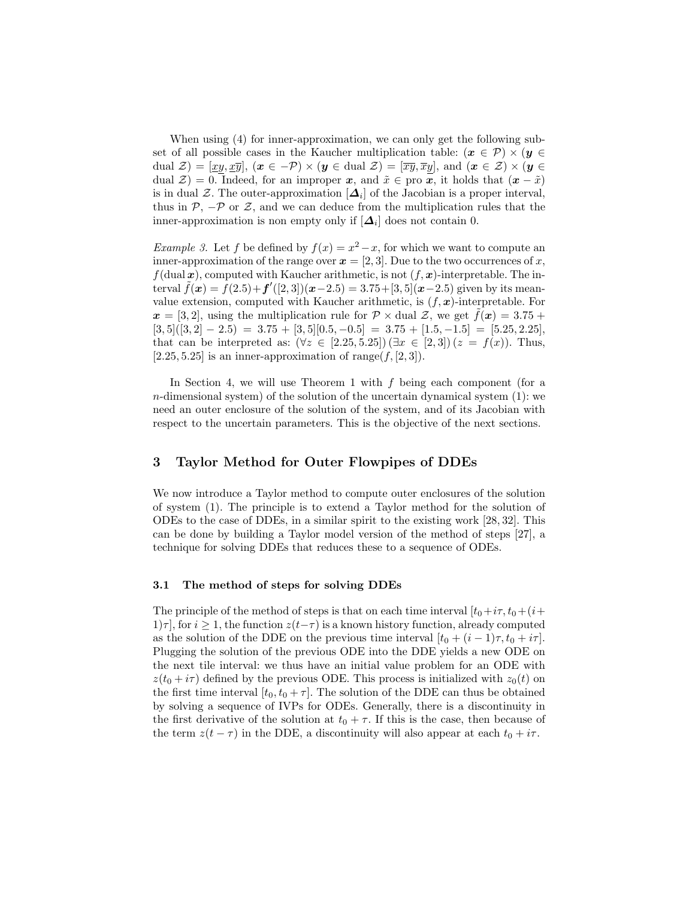When using (4) for inner-approximation, we can only get the following subset of all possible cases in the Kaucher multiplication table: $(\boldsymbol{x} \in \mathcal{P}) \times (\boldsymbol{y} \in \text{dual } \mathcal{Z}) = [\underline{x}\underline{y}, \underline{x}\overline{y}]$, $(\boldsymbol{x} \in -\mathcal{P}) \times (\boldsymbol{y} \in \text{dual } \mathcal{Z}) = [\overline{x}\overline{y}, \overline{x}\underline{y}]$, and $(\boldsymbol{x} \in \mathcal{Z}) \times (\boldsymbol{y} \in \text{dual } \mathcal{Z}) = 0$. Indeed, for an improper $\boldsymbol{x}$, and $\tilde{x} \in \text{pro } \boldsymbol{x}$, it holds that $(\boldsymbol{x} - \tilde{x})$ is in dual $\mathcal{Z}$. The outer-approximation $[\boldsymbol{\Delta}_i]$ of the Jacobian is a proper interval, thus in $\mathcal{P}$, $-\mathcal{P}$ or $\mathcal{Z}$, and we can deduce from the multiplication rules that the inner-approximation is non empty only if $[\boldsymbol{\Delta}_i]$ does not contain 0.

*Example 3.* Let $f$ be defined by $f(x) = x^2 - x$, for which we want to compute an inner-approximation of the range over $\boldsymbol{x} = [2, 3]$. Due to the two occurrences of $x$, $f(\text{dual } \boldsymbol{x})$, computed with Kaucher arithmetic, is not $(f, \boldsymbol{x})$-interpretable. The interval $\tilde{f}(\boldsymbol{x}) = f(2.5) + \boldsymbol{f}'([2, 3])(\boldsymbol{x} - 2.5) = 3.75 + [3, 5](\boldsymbol{x} - 2.5)$ given by its mean-value extension, computed with Kaucher arithmetic, is $(f, \boldsymbol{x})$-interpretable. For $\boldsymbol{x} = [3, 2]$, using the multiplication rule for $\mathcal{P} \times \text{dual } \mathcal{Z}$, we get $\tilde{f}(\boldsymbol{x}) = 3.75 + [3, 5]([3, 2] - 2.5) = 3.75 + [3, 5][0.5, -0.5] = 3.75 + [1.5, -1.5] = [5.25, 2.25]$, that can be interpreted as: $(\forall z \in [2.25, 5.25])\,(\exists x \in [2, 3])\,(z = f(x))$. Thus, $[2.25, 5.25]$ is an inner-approximation of $\text{range}(f, [2, 3])$.

In Section 4, we will use Theorem 1 with $f$ being each component (for a $n$-dimensional system) of the solution of the uncertain dynamical system (1): we need an outer enclosure of the solution of the system, and of its Jacobian with respect to the uncertain parameters. This is the objective of the next sections.

## 3 Taylor Method for Outer Flowpipes of DDEs

We now introduce a Taylor method to compute outer enclosures of the solution of system (1). The principle is to extend a Taylor method for the solution of ODEs to the case of DDEs, in a similar spirit to the existing work [28, 32]. This can be done by building a Taylor model version of the method of steps [27], a technique for solving DDEs that reduces these to a sequence of ODEs.

### 3.1 The method of steps for solving DDEs

The principle of the method of steps is that on each time interval $[t_0 + i\tau, t_0 + (i + 1)\tau]$, for $i \geq 1$, the function $z(t - \tau)$ is a known history function, already computed as the solution of the DDE on the previous time interval $[t_0 + (i - 1)\tau, t_0 + i\tau]$. Plugging the solution of the previous ODE into the DDE yields a new ODE on the next tile interval: we thus have an initial value problem for an ODE with $z(t_0 + i\tau)$ defined by the previous ODE. This process is initialized with $z_0(t)$ on the first time interval $[t_0, t_0 + \tau]$. The solution of the DDE can thus be obtained by solving a sequence of IVPs for ODEs. Generally, there is a discontinuity in the first derivative of the solution at $t_0 + \tau$. If this is the case, then because of the term $z(t - \tau)$ in the DDE, a discontinuity will also appear at each $t_0 + i\tau$.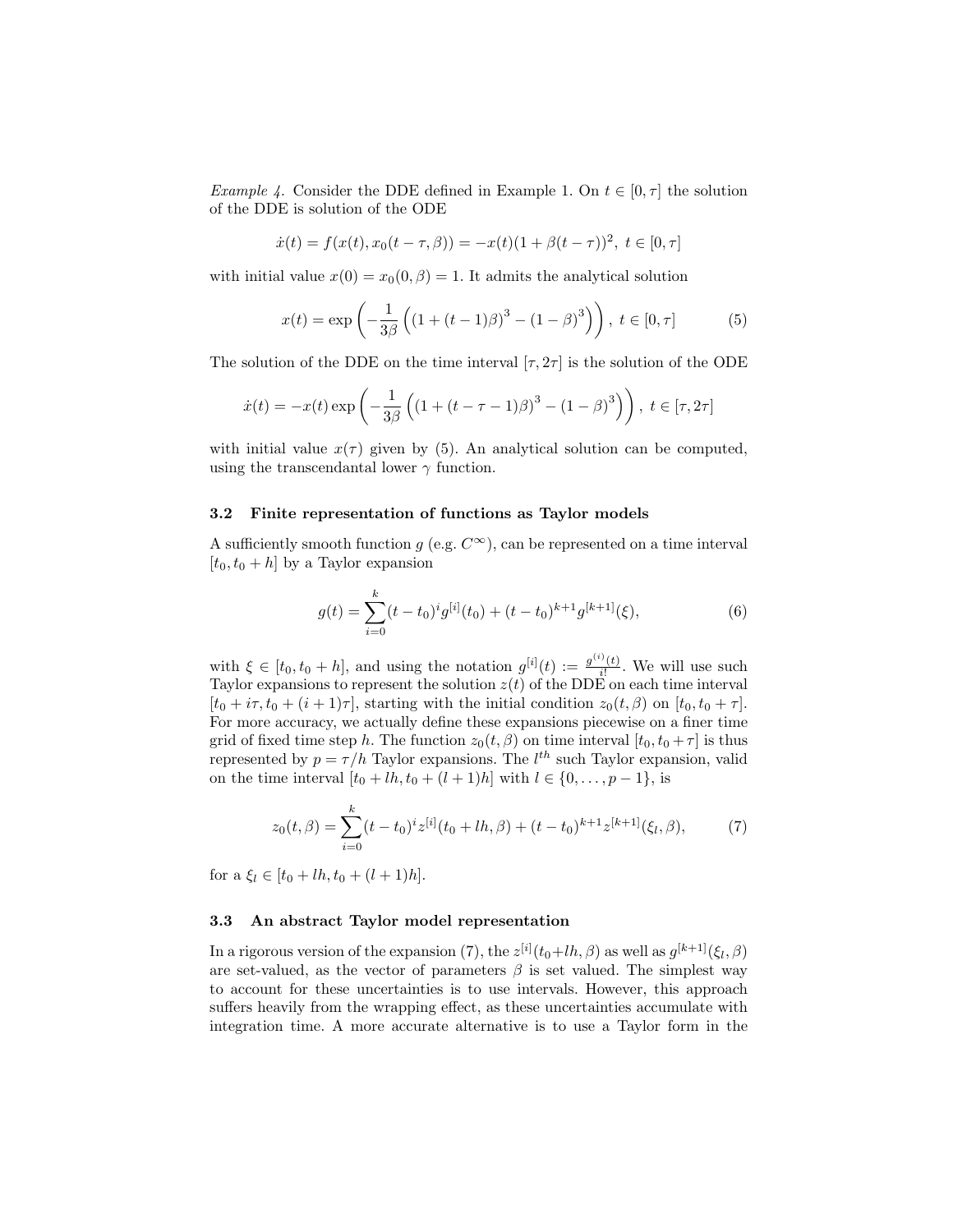*Example 4.* Consider the DDE defined in Example 1. On $t \in [0, \tau]$ the solution of the DDE is solution of the ODE

$$\dot{x}(t) = f(x(t), x_0(t-\tau, \beta)) = -x(t)(1 + \beta(t-\tau))^2, \; t \in [0, \tau]$$

with initial value $x(0) = x_0(0, \beta) = 1$. It admits the analytical solution

$$x(t) = \exp\left(-\frac{1}{3\beta}\left((1 + (t-1)\beta)^3 - (1-\beta)^3\right)\right), \; t \in [0, \tau] \tag{5}$$

The solution of the DDE on the time interval $[\tau, 2\tau]$ is the solution of the ODE

$$\dot{x}(t) = -x(t)\exp\left(-\frac{1}{3\beta}\left((1 + (t-\tau-1)\beta)^3 - (1-\beta)^3\right)\right), \; t \in [\tau, 2\tau]$$

with initial value $x(\tau)$ given by (5). An analytical solution can be computed, using the transcendantal lower $\gamma$ function.

### 3.2 Finite representation of functions as Taylor models

A sufficiently smooth function $g$ (e.g. $C^\infty$), can be represented on a time interval $[t_0, t_0 + h]$ by a Taylor expansion

$$g(t) = \sum_{i=0}^{k} (t - t_0)^i g^{[i]}(t_0) + (t - t_0)^{k+1} g^{[k+1]}(\xi), \tag{6}$$

with $\xi \in [t_0, t_0 + h]$, and using the notation $g^{[i]}(t) := \frac{g^{(i)}(t)}{i!}$. We will use such Taylor expansions to represent the solution $z(t)$ of the DDE on each time interval $[t_0 + i\tau, t_0 + (i+1)\tau]$, starting with the initial condition $z_0(t, \beta)$ on $[t_0, t_0 + \tau]$. For more accuracy, we actually define these expansions piecewise on a finer time grid of fixed time step $h$. The function $z_0(t, \beta)$ on time interval $[t_0, t_0 + \tau]$ is thus represented by $p = \tau/h$ Taylor expansions. The $l^{th}$ such Taylor expansion, valid on the time interval $[t_0 + lh, t_0 + (l+1)h]$ with $l \in \{0, \ldots, p-1\}$, is

$$z_0(t, \beta) = \sum_{i=0}^{k} (t - t_0)^i z^{[i]}(t_0 + lh, \beta) + (t - t_0)^{k+1} z^{[k+1]}(\xi_l, \beta), \tag{7}$$

for a $\xi_l \in [t_0 + lh, t_0 + (l+1)h]$.

### 3.3 An abstract Taylor model representation

In a rigorous version of the expansion (7), the $z^{[i]}(t_0 + lh, \beta)$ as well as $g^{[k+1]}(\xi_l, \beta)$ are set-valued, as the vector of parameters $\beta$ is set valued. The simplest way to account for these uncertainties is to use intervals. However, this approach suffers heavily from the wrapping effect, as these uncertainties accumulate with integration time. A more accurate alternative is to use a Taylor form in the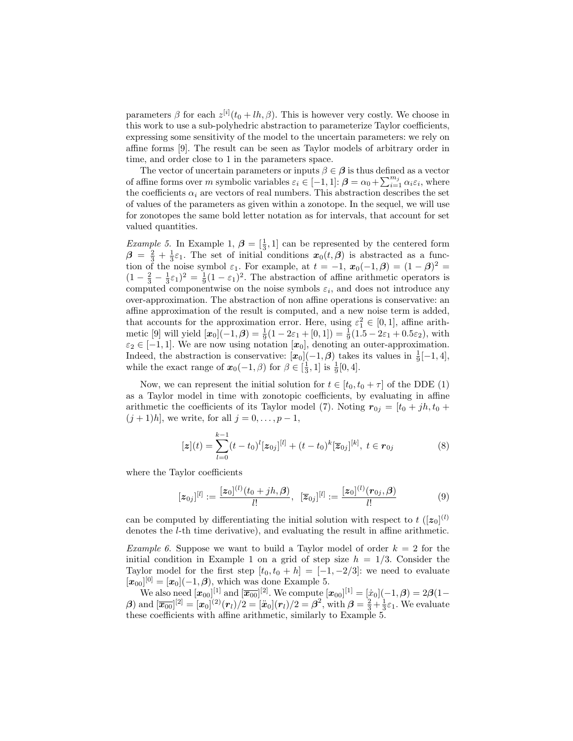parameters $\beta$ for each $z^{[i]}(t_0 + lh, \beta)$. This is however very costly. We choose in this work to use a sub-polyhedric abstraction to parameterize Taylor coefficients, expressing some sensitivity of the model to the uncertain parameters: we rely on affine forms [9]. The result can be seen as Taylor models of arbitrary order in time, and order close to 1 in the parameters space.

The vector of uncertain parameters or inputs $\beta \in \boldsymbol{\beta}$ is thus defined as a vector of affine forms over $m$ symbolic variables $\varepsilon_i \in [-1, 1]$: $\boldsymbol{\beta} = \alpha_0 + \sum_{i=1}^{m_j} \alpha_i \varepsilon_i$, where the coefficients $\alpha_i$ are vectors of real numbers. This abstraction describes the set of values of the parameters as given within a zonotope. In the sequel, we will use for zonotopes the same bold letter notation as for intervals, that account for set valued quantities.

*Example 5.* In Example 1, $\boldsymbol{\beta} = [\frac{1}{3}, 1]$ can be represented by the centered form $\boldsymbol{\beta} = \frac{2}{3} + \frac{1}{3}\varepsilon_1$. The set of initial conditions $\boldsymbol{x}_0(t, \boldsymbol{\beta})$ is abstracted as a function of the noise symbol $\varepsilon_1$. For example, at $t = -1$, $\boldsymbol{x}_0(-1, \boldsymbol{\beta}) = (1 - \boldsymbol{\beta})^2 = (1 - \frac{2}{3} - \frac{1}{3}\varepsilon_1)^2 = \frac{1}{9}(1 - \varepsilon_1)^2$. The abstraction of affine arithmetic operators is computed componentwise on the noise symbols $\varepsilon_i$, and does not introduce any over-approximation. The abstraction of non affine operations is conservative: an affine approximation of the result is computed, and a new noise term is added, that accounts for the approximation error. Here, using $\varepsilon_1^2 \in [0, 1]$, affine arithmetic [9] will yield $[\boldsymbol{x}_0](-1, \boldsymbol{\beta}) = \frac{1}{9}(1 - 2\varepsilon_1 + [0, 1]) = \frac{1}{9}(1.5 - 2\varepsilon_1 + 0.5\varepsilon_2)$, with $\varepsilon_2 \in [-1, 1]$. We are now using notation $[\boldsymbol{x}_0]$, denoting an outer-approximation. Indeed, the abstraction is conservative: $[\boldsymbol{x}_0](-1, \boldsymbol{\beta})$ takes its values in $\frac{1}{9}[-1, 4]$, while the exact range of $\boldsymbol{x}_0(-1, \beta)$ for $\beta \in [\frac{1}{3}, 1]$ is $\frac{1}{9}[0, 4]$.

Now, we can represent the initial solution for $t \in [t_0, t_0 + \tau]$ of the DDE (1) as a Taylor model in time with zonotopic coefficients, by evaluating in affine arithmetic the coefficients of its Taylor model (7). Noting $\boldsymbol{r}_{0j} = [t_0 + jh, t_0 + (j + 1)h]$, we write, for all $j = 0, \ldots, p - 1$,

$$[\boldsymbol{z}](t) = \sum_{l=0}^{k-1} (t - t_0)^l [\boldsymbol{z}_{0j}]^{[l]} + (t - t_0)^k [\overline{\boldsymbol{z}}_{0j}]^{[k]},\ t \in \boldsymbol{r}_{0j} \tag{8}$$

where the Taylor coefficients

$$[\boldsymbol{z}_{0j}]^{[l]} := \frac{[\boldsymbol{z}_0]^{(l)}(t_0 + jh, \boldsymbol{\beta})}{l!},\ \ [\overline{\boldsymbol{z}}_{0j}]^{[l]} := \frac{[\boldsymbol{z}_0]^{(l)}(\boldsymbol{r}_{0j}, \boldsymbol{\beta})}{l!} \tag{9}$$

can be computed by differentiating the initial solution with respect to $t$ ($[\boldsymbol{z}_0]^{(l)}$ denotes the $l$-th time derivative), and evaluating the result in affine arithmetic.

*Example 6.* Suppose we want to build a Taylor model of order $k = 2$ for the initial condition in Example 1 on a grid of step size $h = 1/3$. Consider the Taylor model for the first step $[t_0, t_0 + h] = [-1, -2/3]$: we need to evaluate $[\boldsymbol{x}_{00}]^{[0]} = [\boldsymbol{x}_0](-1, \boldsymbol{\beta})$, which was done Example 5.

We also need $[\boldsymbol{x}_{00}]^{[1]}$ and $[\overline{\boldsymbol{x}_{00}}]^{[2]}$. We compute $[\boldsymbol{x}_{00}]^{[1]} = [\dot{x}_0](-1, \boldsymbol{\beta}) = 2\boldsymbol{\beta}(1 - \boldsymbol{\beta})$ and $[\overline{\boldsymbol{x}_{00}}]^{[2]} = [\boldsymbol{x}_0]^{(2)}(\boldsymbol{r}_l)/2 = [\ddot{\boldsymbol{x}}_0](\boldsymbol{r}_l)/2 = \boldsymbol{\beta}^2$, with $\boldsymbol{\beta} = \frac{2}{3} + \frac{1}{3}\varepsilon_1$. We evaluate these coefficients with affine arithmetic, similarly to Example 5.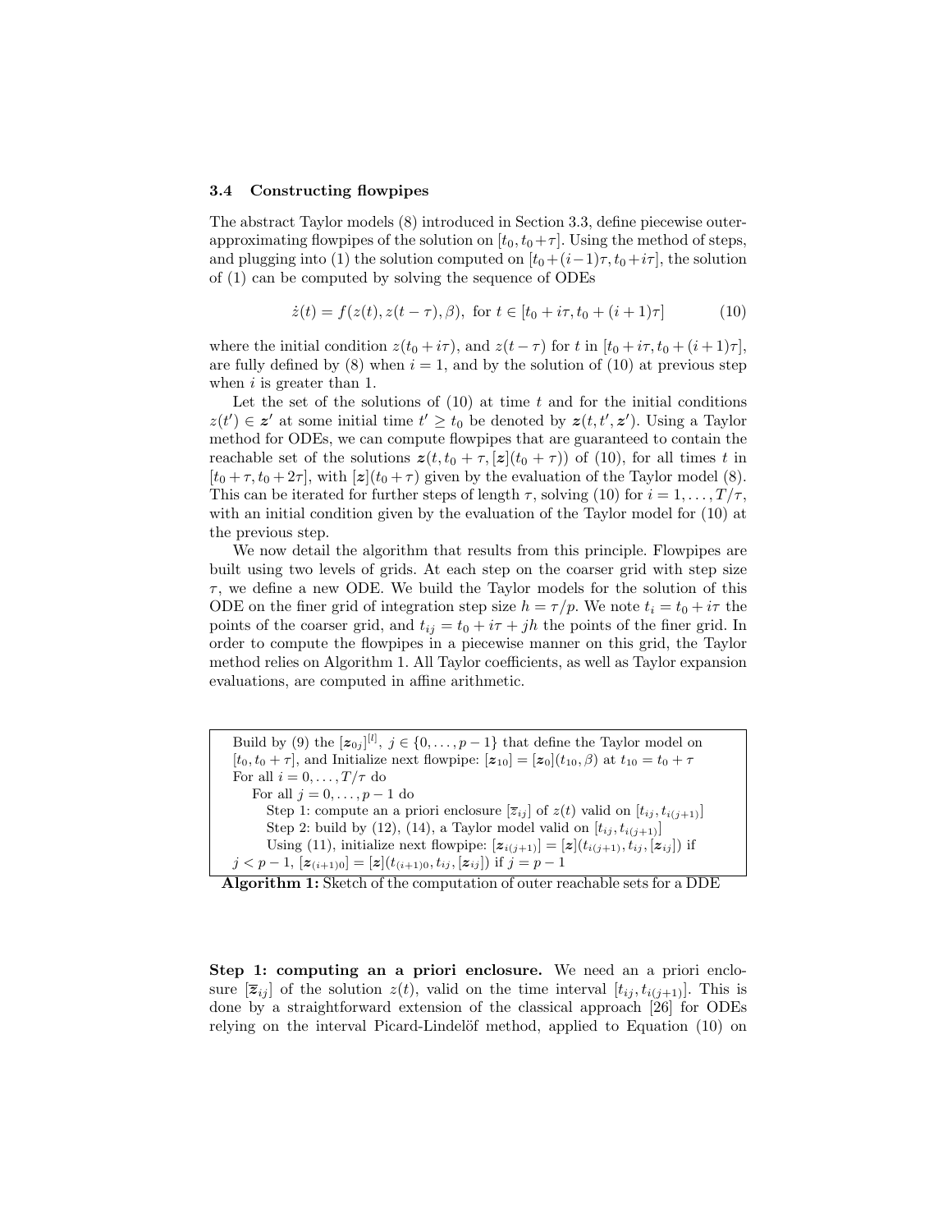### 3.4 Constructing flowpipes

The abstract Taylor models (8) introduced in Section 3.3, define piecewise outer-approximating flowpipes of the solution on $[t_0, t_0+\tau]$. Using the method of steps, and plugging into (1) the solution computed on $[t_0+(i-1)\tau, t_0+i\tau]$, the solution of (1) can be computed by solving the sequence of ODEs

$$\dot{z}(t) = f(z(t), z(t-\tau), \beta), \text{ for } t \in [t_0 + i\tau, t_0 + (i+1)\tau] \tag{10}$$

where the initial condition $z(t_0+i\tau)$, and $z(t-\tau)$ for $t$ in $[t_0+i\tau, t_0+(i+1)\tau]$, are fully defined by (8) when $i = 1$, and by the solution of (10) at previous step when $i$ is greater than 1.

Let the set of the solutions of (10) at time $t$ and for the initial conditions $z(t') \in \boldsymbol{z}'$ at some initial time $t' \geq t_0$ be denoted by $\boldsymbol{z}(t, t', \boldsymbol{z}')$. Using a Taylor method for ODEs, we can compute flowpipes that are guaranteed to contain the reachable set of the solutions $\boldsymbol{z}(t, t_0+\tau, [\boldsymbol{z}](t_0+\tau))$ of (10), for all times $t$ in $[t_0+\tau, t_0+2\tau]$, with $[\boldsymbol{z}](t_0+\tau)$ given by the evaluation of the Taylor model (8). This can be iterated for further steps of length $\tau$, solving (10) for $i = 1, \ldots, T/\tau$, with an initial condition given by the evaluation of the Taylor model for (10) at the previous step.

We now detail the algorithm that results from this principle. Flowpipes are built using two levels of grids. At each step on the coarser grid with step size $\tau$, we define a new ODE. We build the Taylor models for the solution of this ODE on the finer grid of integration step size $h = \tau/p$. We note $t_i = t_0 + i\tau$ the points of the coarser grid, and $t_{ij} = t_0 + i\tau + jh$ the points of the finer grid. In order to compute the flowpipes in a piecewise manner on this grid, the Taylor method relies on Algorithm 1. All Taylor coefficients, as well as Taylor expansion evaluations, are computed in affine arithmetic.

```
Build by (9) the [z_{0j}]^{[l]}, j ∈ {0,...,p−1} that define the Taylor model on
[t_0, t_0+τ], and Initialize next flowpipe: [z_{10}] = [z_0](t_{10}, β) at t_{10} = t_0 + τ
For all i = 0,...,T/τ do
   For all j = 0,...,p−1 do
      Step 1: compute an a priori enclosure [z̄_{ij}] of z(t) valid on [t_{ij}, t_{i(j+1)}]
      Step 2: build by (12), (14), a Taylor model valid on [t_{ij}, t_{i(j+1)}]
      Using (11), initialize next flowpipe: [z_{i(j+1)}] = [z](t_{i(j+1)}, t_{ij}, [z_{ij}]) if
   j < p−1, [z_{(i+1)0}] = [z](t_{(i+1)0}, t_{ij}, [z_{ij}]) if j = p−1
```

**Algorithm 1:** Sketch of the computation of outer reachable sets for a DDE

**Step 1: computing an a priori enclosure.** We need an a priori enclosure $[\overline{z}_{ij}]$ of the solution $z(t)$, valid on the time interval $[t_{ij}, t_{i(j+1)}]$. This is done by a straightforward extension of the classical approach [26] for ODEs relying on the interval Picard-Lindelöf method, applied to Equation (10) on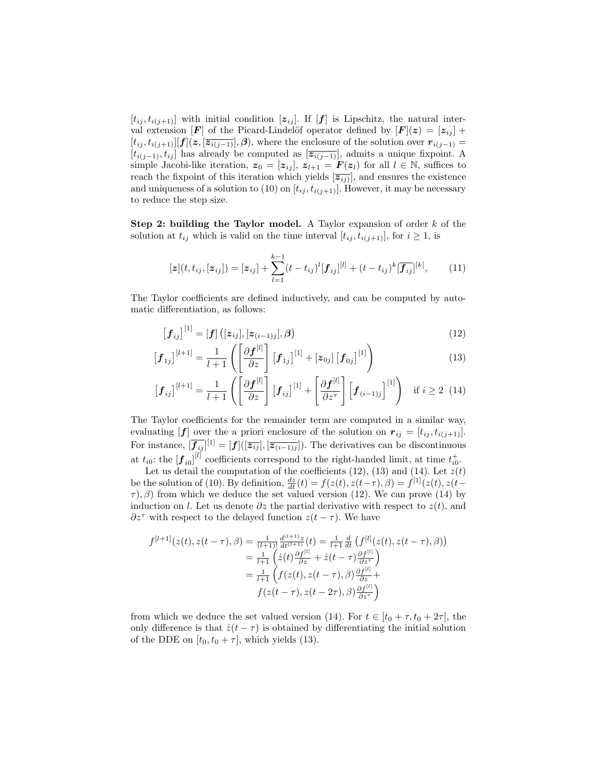$[t_{ij}, t_{i(j+1)}]$ with initial condition $[\boldsymbol{z}_{ij}]$. If $[\boldsymbol{f}]$ is Lipschitz, the natural interval extension $[\boldsymbol{F}]$ of the Picard-Lindelöf operator defined by $[\boldsymbol{F}](\boldsymbol{z}) = [\boldsymbol{z}_{ij}] + [t_{ij}, t_{i(j+1)}][\boldsymbol{f}](\boldsymbol{z}, [\overline{\boldsymbol{z}_{i(j-1)}}], \boldsymbol{\beta})$, where the enclosure of the solution over $\boldsymbol{r}_{i(j-1)} = [t_{i(j-1)}, t_{ij}]$ has already be computed as $[\overline{\boldsymbol{z}_{i(j-1)}}]$, admits a unique fixpoint. A simple Jacobi-like iteration, $\boldsymbol{z}_0 = [\boldsymbol{z}_{ij}]$, $\boldsymbol{z}_{l+1} = \boldsymbol{F}(\boldsymbol{z}_l)$ for all $l \in \mathbb{N}$, suffices to reach the fixpoint of this iteration which yields $[\overline{\boldsymbol{z}_{ij}}]$, and ensures the existence and uniqueness of a solution to (10) on $[t_{ij}, t_{i(j+1)}]$. However, it may be necessary to reduce the step size.

**Step 2: building the Taylor model.** A Taylor expansion of order $k$ of the solution at $t_{ij}$ which is valid on the time interval $[t_{ij}, t_{i(j+1)}]$, for $i \geq 1$, is

$$[\boldsymbol{z}](t, t_{ij}, [\boldsymbol{z}_{ij}]) = [\boldsymbol{z}_{ij}] + \sum_{l=1}^{k-1} (t - t_{ij})^l [\boldsymbol{f}_{ij}]^{[l]} + (t - t_{ij})^k [\overline{\boldsymbol{f}_{ij}}]^{[k]}, \tag{11}$$

The Taylor coefficients are defined inductively, and can be computed by automatic differentiation, as follows:

$$\left[\boldsymbol{f}_{ij}\right]^{[1]} = [\boldsymbol{f}]\left([\boldsymbol{z}_{ij}], [\boldsymbol{z}_{(i-1)j}], \boldsymbol{\beta}\right) \tag{12}$$

$$\left[\boldsymbol{f}_{1j}\right]^{[l+1]} = \frac{1}{l+1}\left(\left[\frac{\partial \boldsymbol{f}^{[l]}}{\partial z}\right]\left[\boldsymbol{f}_{1j}\right]^{[1]} + [\boldsymbol{z}_{0j}]\left[\boldsymbol{f}_{0j}\right]^{[1]}\right) \tag{13}$$

$$\left[\boldsymbol{f}_{ij}\right]^{[l+1]} = \frac{1}{l+1}\left(\left[\frac{\partial \boldsymbol{f}^{[l]}}{\partial z}\right]\left[\boldsymbol{f}_{ij}\right]^{[1]} + \left[\frac{\partial \boldsymbol{f}^{[l]}}{\partial z^{\tau}}\right]\left[\boldsymbol{f}_{(i-1)j}\right]^{[1]}\right) \quad \text{if } i \geq 2 \tag{14}$$

The Taylor coefficients for the remainder term are computed in a similar way, evaluating $[\boldsymbol{f}]$ over the a priori enclosure of the solution on $\boldsymbol{r}_{ij} = [t_{ij}, t_{i(j+1)}]$. For instance, $[\overline{\boldsymbol{f}_{ij}}]^{[1]} = [\boldsymbol{f}]([\overline{\boldsymbol{z}_{ij}}], [\overline{\boldsymbol{z}_{(i-1)j}}])$. The derivatives can be discontinuous at $t_{i0}$: the $[\boldsymbol{f}_{i0}]^{[l]}$ coefficients correspond to the right-handed limit, at time $t_{i0}^{+}$.

Let us detail the computation of the coefficients (12), (13) and (14). Let $z(t)$ be the solution of (10). By definition, $\frac{dz}{dt}(t) = f(z(t), z(t-\tau), \beta) = f^{[1]}(z(t), z(t-\tau), \beta)$ from which we deduce the set valued version (12). We can prove (14) by induction on $l$. Let us denote $\partial z$ the partial derivative with respect to $z(t)$, and $\partial z^{\tau}$ with respect to the delayed function $z(t - \tau)$. We have

$$\begin{aligned}
f^{[l+1]}(z(t), z(t-\tau), \beta) &= \tfrac{1}{(l+1)!}\tfrac{d^{(l+1)}z}{dt^{(l+1)}}(t) = \tfrac{1}{l+1}\tfrac{d}{dt}\left(f^{[l]}(z(t), z(t-\tau), \beta)\right) \\
&= \tfrac{1}{l+1}\left(\dot{z}(t)\tfrac{\partial f^{[l]}}{\partial z} + \dot{z}(t-\tau)\tfrac{\partial f^{[l]}}{\partial z^{\tau}}\right) \\
&= \tfrac{1}{l+1}\Big(f(z(t), z(t-\tau), \beta)\tfrac{\partial f^{[l]}}{\partial z} + \\
&\qquad f(z(t-\tau), z(t-2\tau), \beta)\tfrac{\partial f^{[l]}}{\partial z^{\tau}}\Big)
\end{aligned}$$

from which we deduce the set valued version (14). For $t \in [t_0 + \tau, t_0 + 2\tau]$, the only difference is that $\dot{z}(t - \tau)$ is obtained by differentiating the initial solution of the DDE on $[t_0, t_0 + \tau]$, which yields (13).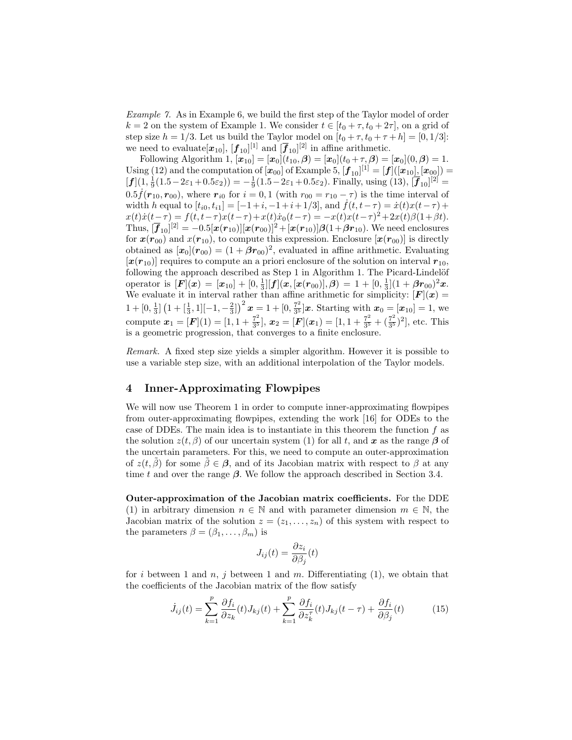*Example 7.* As in Example 6, we build the first step of the Taylor model of order $k = 2$ on the system of Example 1. We consider $t \in [t_0 + \tau, t_0 + 2\tau]$, on a grid of step size $h = 1/3$. Let us build the Taylor model on $[t_0 + \tau, t_0 + \tau + h] = [0, 1/3]$: we need to evaluate$[\boldsymbol{x}_{10}]$, $[\boldsymbol{f}_{10}]^{[1]}$ and $[\overline{\boldsymbol{f}}_{10}]^{[2]}$ in affine arithmetic.

Following Algorithm 1, $[\boldsymbol{x}_{10}] = [\boldsymbol{x}_0](t_{10}, \boldsymbol{\beta}) = [\boldsymbol{x}_0](t_0 + \tau, \boldsymbol{\beta}) = [\boldsymbol{x}_0](0, \boldsymbol{\beta}) = 1$. Using (12) and the computation of $[\boldsymbol{x}_{00}]$ of Example 5, $[\boldsymbol{f}_{10}]^{[1]} = [\boldsymbol{f}]([\boldsymbol{x}_{10}], [\boldsymbol{x}_{00}]) = [\boldsymbol{f}](1, \frac{1}{9}(1.5 - 2\varepsilon_1 + 0.5\varepsilon_2)) = -\frac{1}{9}(1.5 - 2\varepsilon_1 + 0.5\varepsilon_2)$. Finally, using (13), $[\overline{\boldsymbol{f}}_{10}]^{[2]} = 0.5\dot{f}(\boldsymbol{r}_{10}, \boldsymbol{r}_{00})$, where $\boldsymbol{r}_{i0}$ for $i = 0, 1$ (with $r_{00} = r_{10} - \tau$) is the time interval of width $h$ equal to $[t_{i0}, t_{i1}] = [-1 + i, -1 + i + 1/3]$, and $\dot{f}(t, t - \tau) = \dot{x}(t)x(t - \tau) + x(t)\dot{x}(t - \tau) = f(t, t - \tau)x(t - \tau) + x(t)\dot{x}_0(t - \tau) = -x(t)x(t - \tau)^2 + 2x(t)\beta(1 + \beta t)$. Thus, $[\overline{\boldsymbol{f}}_{10}]^{[2]} = -0.5[\boldsymbol{x}(\boldsymbol{r}_{10})][\boldsymbol{x}(\boldsymbol{r}_{00})]^2 + [\boldsymbol{x}(\boldsymbol{r}_{10})]\boldsymbol{\beta}(1 + \boldsymbol{\beta}\boldsymbol{r}_{10})$. We need enclosures for $\boldsymbol{x}(\boldsymbol{r}_{00})$ and $x(\boldsymbol{r}_{10})$, to compute this expression. Enclosure $[\boldsymbol{x}(\boldsymbol{r}_{00})]$ is directly obtained as $[\boldsymbol{x}_0](\boldsymbol{r}_{00}) = (1 + \boldsymbol{\beta}\boldsymbol{r}_{00})^2$, evaluated in affine arithmetic. Evaluating $[\boldsymbol{x}(\boldsymbol{r}_{10})]$ requires to compute an a priori enclosure of the solution on interval $\boldsymbol{r}_{10}$, following the approach described as Step 1 in Algorithm 1. The Picard-Lindelöf operator is $[\boldsymbol{F}](\boldsymbol{x}) = [\boldsymbol{x}_{10}] + [0, \frac{1}{3}][\boldsymbol{f}](\boldsymbol{x}, [\boldsymbol{x}(\boldsymbol{r}_{00})], \boldsymbol{\beta}) = 1 + [0, \frac{1}{3}](1 + \boldsymbol{\beta}\boldsymbol{r}_{00})^2\boldsymbol{x}$. We evaluate it in interval rather than affine arithmetic for simplicity: $[\boldsymbol{F}](\boldsymbol{x}) = 1 + [0, \frac{1}{3}]\left(1 + [\frac{1}{3}, 1][-1, -\frac{2}{3}]\right)^2 \boldsymbol{x} = 1 + [0, \frac{7^2}{3^5}]\boldsymbol{x}$. Starting with $\boldsymbol{x}_0 = [\boldsymbol{x}_{10}] = 1$, we compute $\boldsymbol{x}_1 = [\boldsymbol{F}](1) = [1, 1 + \frac{7^2}{3^5}]$, $\boldsymbol{x}_2 = [\boldsymbol{F}](\boldsymbol{x}_1) = [1, 1 + \frac{7^2}{3^5} + (\frac{7^2}{3^5})^2]$, etc. This is a geometric progression, that converges to a finite enclosure.

*Remark.* A fixed step size yields a simpler algorithm. However it is possible to use a variable step size, with an additional interpolation of the Taylor models.

## 4 Inner-Approximating Flowpipes

We will now use Theorem 1 in order to compute inner-approximating flowpipes from outer-approximating flowpipes, extending the work [16] for ODEs to the case of DDEs. The main idea is to instantiate in this theorem the function $f$ as the solution $z(t, \beta)$ of our uncertain system (1) for all $t$, and $\boldsymbol{x}$ as the range $\boldsymbol{\beta}$ of the uncertain parameters. For this, we need to compute an outer-approximation of $z(t, \tilde{\beta})$ for some $\tilde{\beta} \in \boldsymbol{\beta}$, and of its Jacobian matrix with respect to $\beta$ at any time $t$ and over the range $\boldsymbol{\beta}$. We follow the approach described in Section 3.4.

**Outer-approximation of the Jacobian matrix coefficients.** For the DDE (1) in arbitrary dimension $n \in \mathbb{N}$ and with parameter dimension $m \in \mathbb{N}$, the Jacobian matrix of the solution $z = (z_1, \ldots, z_n)$ of this system with respect to the parameters $\beta = (\beta_1, \ldots, \beta_m)$ is

$$J_{ij}(t) = \frac{\partial z_i}{\partial \beta_j}(t)$$

for $i$ between 1 and $n$, $j$ between 1 and $m$. Differentiating (1), we obtain that the coefficients of the Jacobian matrix of the flow satisfy

$$\dot{J}_{ij}(t) = \sum_{k=1}^{p} \frac{\partial f_i}{\partial z_k}(t) J_{kj}(t) + \sum_{k=1}^{p} \frac{\partial f_i}{\partial z_k^{\tau}}(t) J_{kj}(t - \tau) + \frac{\partial f_i}{\partial \beta_j}(t) \tag{15}$$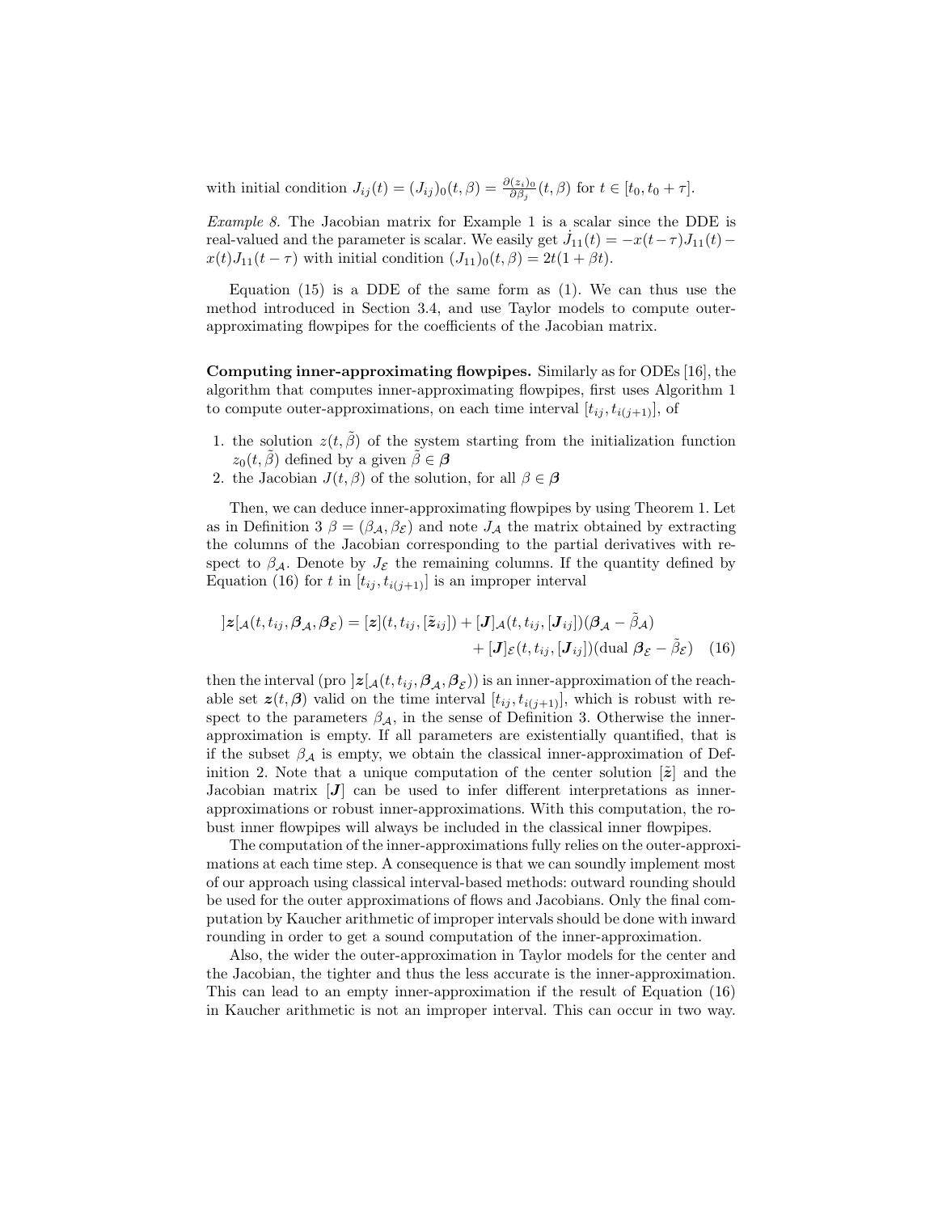with initial condition $J_{ij}(t) = (J_{ij})_0(t,\beta) = \frac{\partial (z_i)_0}{\partial \beta_j}(t,\beta)$ for $t \in [t_0, t_0+\tau]$.

*Example 8.* The Jacobian matrix for Example 1 is a scalar since the DDE is real-valued and the parameter is scalar. We easily get $\dot{J}_{11}(t) = -x(t-\tau)J_{11}(t) - x(t)J_{11}(t-\tau)$ with initial condition $(J_{11})_0(t,\beta) = 2t(1+\beta t)$.

Equation (15) is a DDE of the same form as (1). We can thus use the method introduced in Section 3.4, and use Taylor models to compute outer-approximating flowpipes for the coefficients of the Jacobian matrix.

**Computing inner-approximating flowpipes.** Similarly as for ODEs [16], the algorithm that computes inner-approximating flowpipes, first uses Algorithm 1 to compute outer-approximations, on each time interval $[t_{ij}, t_{i(j+1)}]$, of

1. the solution $z(t, \tilde{\beta})$ of the system starting from the initialization function $z_0(t, \tilde{\beta})$ defined by a given $\tilde{\beta} \in \boldsymbol{\beta}$
2. the Jacobian $J(t,\beta)$ of the solution, for all $\beta \in \boldsymbol{\beta}$

Then, we can deduce inner-approximating flowpipes by using Theorem 1. Let as in Definition 3 $\beta = (\beta_{\mathcal{A}}, \beta_{\mathcal{E}})$ and note $J_{\mathcal{A}}$ the matrix obtained by extracting the columns of the Jacobian corresponding to the partial derivatives with respect to $\beta_{\mathcal{A}}$. Denote by $J_{\mathcal{E}}$ the remaining columns. If the quantity defined by Equation (16) for $t$ in $[t_{ij}, t_{i(j+1)}]$ is an improper interval

$$
]\boldsymbol{z}[_{\mathcal{A}}(t, t_{ij}, \boldsymbol{\beta}_{\mathcal{A}}, \boldsymbol{\beta}_{\mathcal{E}}) = [\boldsymbol{z}](t, t_{ij}, [\tilde{\boldsymbol{z}}_{ij}]) + [\boldsymbol{J}]_{\mathcal{A}}(t, t_{ij}, [\boldsymbol{J}_{ij}])(\boldsymbol{\beta}_{\mathcal{A}} - \tilde{\beta}_{\mathcal{A}}) + [\boldsymbol{J}]_{\mathcal{E}}(t, t_{ij}, [\boldsymbol{J}_{ij}])(\text{dual } \boldsymbol{\beta}_{\mathcal{E}} - \tilde{\beta}_{\mathcal{E}}) \quad (16)
$$

then the interval (pro $]\boldsymbol{z}[_{\mathcal{A}}(t, t_{ij}, \boldsymbol{\beta}_{\mathcal{A}}, \boldsymbol{\beta}_{\mathcal{E}})$) is an inner-approximation of the reachable set $\boldsymbol{z}(t, \boldsymbol{\beta})$ valid on the time interval $[t_{ij}, t_{i(j+1)}]$, which is robust with respect to the parameters $\beta_{\mathcal{A}}$, in the sense of Definition 3. Otherwise the inner-approximation is empty. If all parameters are existentially quantified, that is if the subset $\beta_{\mathcal{A}}$ is empty, we obtain the classical inner-approximation of Definition 2. Note that a unique computation of the center solution $[\tilde{\boldsymbol{z}}]$ and the Jacobian matrix $[\boldsymbol{J}]$ can be used to infer different interpretations as inner-approximations or robust inner-approximations. With this computation, the robust inner flowpipes will always be included in the classical inner flowpipes.

The computation of the inner-approximations fully relies on the outer-approximations at each time step. A consequence is that we can soundly implement most of our approach using classical interval-based methods: outward rounding should be used for the outer approximations of flows and Jacobians. Only the final computation by Kaucher arithmetic of improper intervals should be done with inward rounding in order to get a sound computation of the inner-approximation.

Also, the wider the outer-approximation in Taylor models for the center and the Jacobian, the tighter and thus the less accurate is the inner-approximation. This can lead to an empty inner-approximation if the result of Equation (16) in Kaucher arithmetic is not an improper interval. This can occur in two way.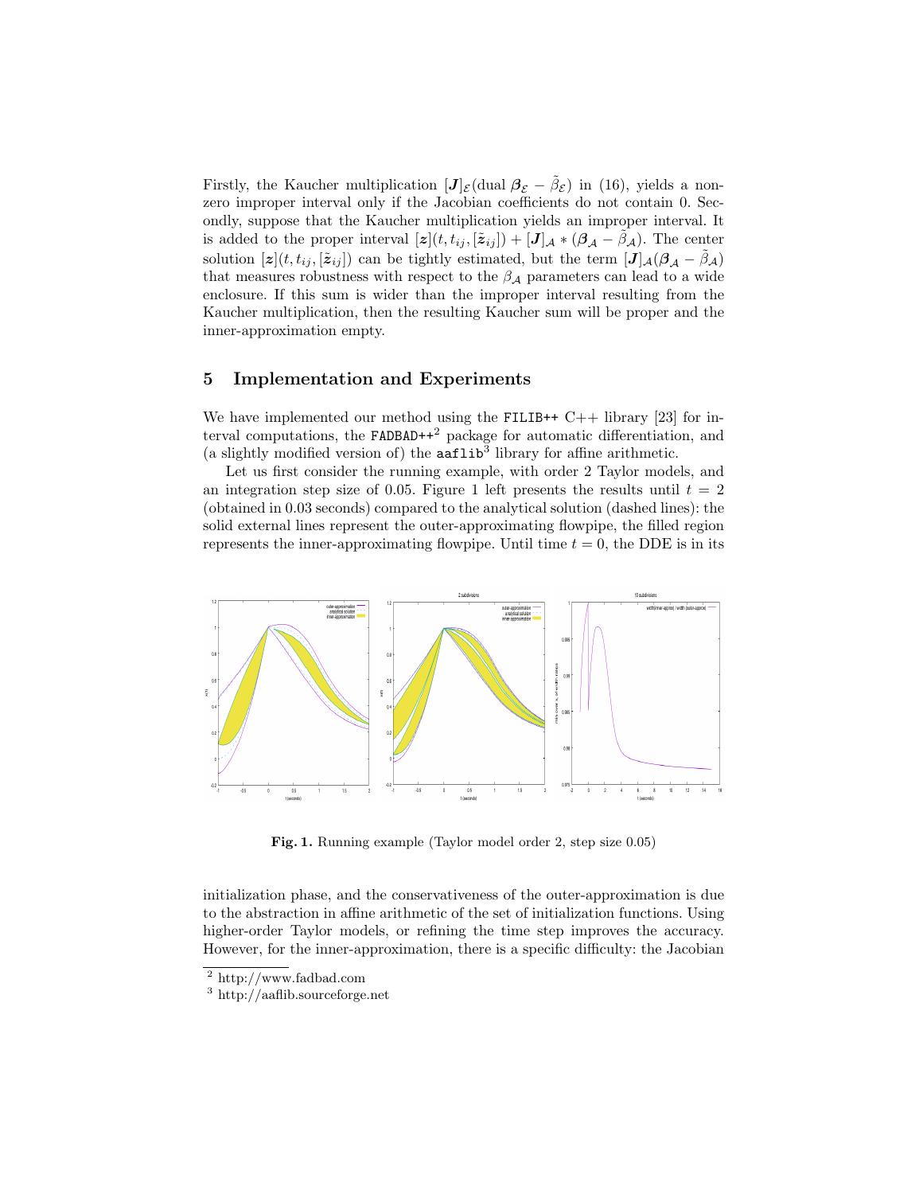Firstly, the Kaucher multiplication $[\boldsymbol{J}]_{\mathcal{E}}(\text{dual } \boldsymbol{\beta}_{\mathcal{E}} - \tilde{\beta}_{\mathcal{E}})$ in (16), yields a non-zero improper interval only if the Jacobian coefficients do not contain 0. Secondly, suppose that the Kaucher multiplication yields an improper interval. It is added to the proper interval $[\boldsymbol{z}](t, t_{ij}, [\tilde{\boldsymbol{z}}_{ij}]) + [\boldsymbol{J}]_{\mathcal{A}} * (\boldsymbol{\beta}_{\mathcal{A}} - \tilde{\beta}_{\mathcal{A}})$. The center solution $[\boldsymbol{z}](t, t_{ij}, [\tilde{\boldsymbol{z}}_{ij}])$ can be tightly estimated, but the term $[\boldsymbol{J}]_{\mathcal{A}}(\boldsymbol{\beta}_{\mathcal{A}} - \tilde{\beta}_{\mathcal{A}})$ that measures robustness with respect to the $\beta_{\mathcal{A}}$ parameters can lead to a wide enclosure. If this sum is wider than the improper interval resulting from the Kaucher multiplication, then the resulting Kaucher sum will be proper and the inner-approximation empty.

## 5 Implementation and Experiments

We have implemented our method using the `FILIB++` C++ library [23] for interval computations, the `FADBAD++`[2] package for automatic differentiation, and (a slightly modified version of) the `aaflib`[3] library for affine arithmetic.

Let us first consider the running example, with order 2 Taylor models, and an integration step size of 0.05. Figure 1 left presents the results until $t = 2$ (obtained in 0.03 seconds) compared to the analytical solution (dashed lines): the solid external lines represent the outer-approximating flowpipe, the filled region represents the inner-approximating flowpipe. Until time $t = 0$, the DDE is in its

**Fig. 1.** Running example (Taylor model order 2, step size 0.05)

initialization phase, and the conservativeness of the outer-approximation is due to the abstraction in affine arithmetic of the set of initialization functions. Using higher-order Taylor models, or refining the time step improves the accuracy. However, for the inner-approximation, there is a specific difficulty: the Jacobian

[2] http://www.fadbad.com

[3] http://aaflib.sourceforge.net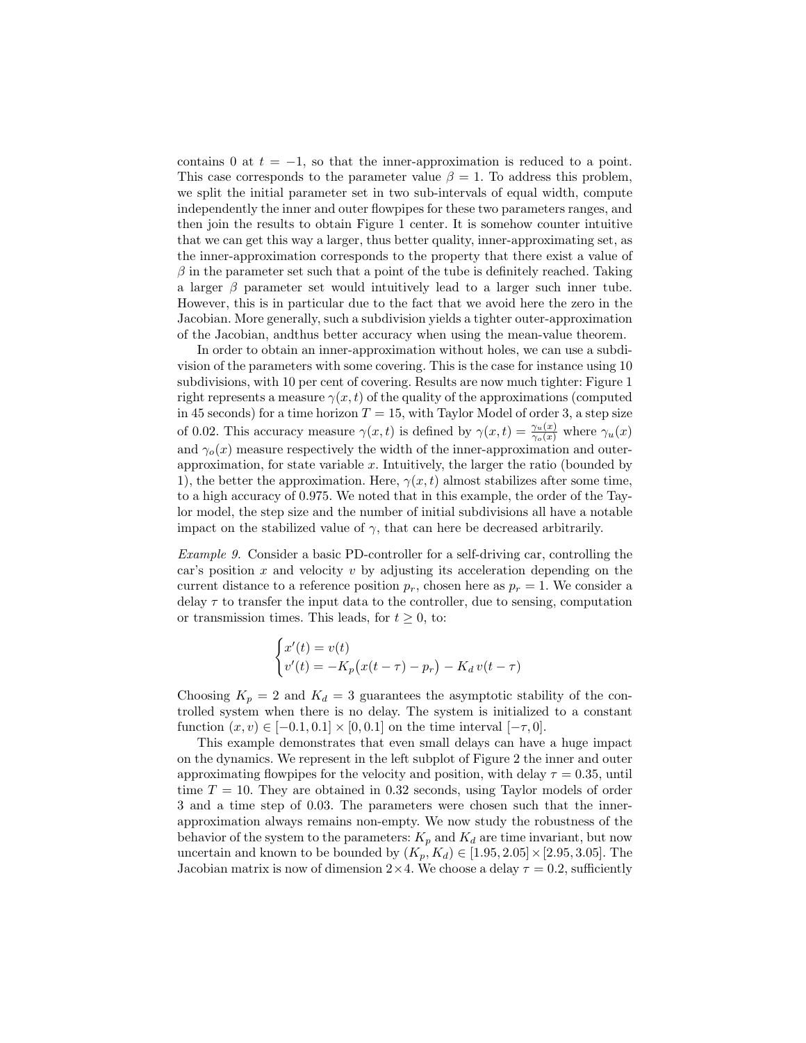contains 0 at $t = -1$, so that the inner-approximation is reduced to a point. This case corresponds to the parameter value $\beta = 1$. To address this problem, we split the initial parameter set in two sub-intervals of equal width, compute independently the inner and outer flowpipes for these two parameters ranges, and then join the results to obtain Figure 1 center. It is somehow counter intuitive that we can get this way a larger, thus better quality, inner-approximating set, as the inner-approximation corresponds to the property that there exist a value of $\beta$ in the parameter set such that a point of the tube is definitely reached. Taking a larger $\beta$ parameter set would intuitively lead to a larger such inner tube. However, this is in particular due to the fact that we avoid here the zero in the Jacobian. More generally, such a subdivision yields a tighter outer-approximation of the Jacobian, andthus better accuracy when using the mean-value theorem.

In order to obtain an inner-approximation without holes, we can use a subdivision of the parameters with some covering. This is the case for instance using 10 subdivisions, with 10 per cent of covering. Results are now much tighter: Figure 1 right represents a measure $\gamma(x, t)$ of the quality of the approximations (computed in 45 seconds) for a time horizon $T = 15$, with Taylor Model of order 3, a step size of 0.02. This accuracy measure $\gamma(x, t)$ is defined by $\gamma(x, t) = \frac{\gamma_u(x)}{\gamma_o(x)}$ where $\gamma_u(x)$ and $\gamma_o(x)$ measure respectively the width of the inner-approximation and outer-approximation, for state variable $x$. Intuitively, the larger the ratio (bounded by 1), the better the approximation. Here, $\gamma(x, t)$ almost stabilizes after some time, to a high accuracy of 0.975. We noted that in this example, the order of the Taylor model, the step size and the number of initial subdivisions all have a notable impact on the stabilized value of $\gamma$, that can here be decreased arbitrarily.

*Example 9.* Consider a basic PD-controller for a self-driving car, controlling the car's position $x$ and velocity $v$ by adjusting its acceleration depending on the current distance to a reference position $p_r$, chosen here as $p_r = 1$. We consider a delay $\tau$ to transfer the input data to the controller, due to sensing, computation or transmission times. This leads, for $t \geq 0$, to:

$$
\begin{cases}
x'(t) = v(t) \\
v'(t) = -K_p\big(x(t-\tau) - p_r\big) - K_d\, v(t-\tau)
\end{cases}
$$

Choosing $K_p = 2$ and $K_d = 3$ guarantees the asymptotic stability of the controlled system when there is no delay. The system is initialized to a constant function $(x, v) \in [-0.1, 0.1] \times [0, 0.1]$ on the time interval $[-\tau, 0]$.

This example demonstrates that even small delays can have a huge impact on the dynamics. We represent in the left subplot of Figure 2 the inner and outer approximating flowpipes for the velocity and position, with delay $\tau = 0.35$, until time $T = 10$. They are obtained in 0.32 seconds, using Taylor models of order 3 and a time step of 0.03. The parameters were chosen such that the inner-approximation always remains non-empty. We now study the robustness of the behavior of the system to the parameters: $K_p$ and $K_d$ are time invariant, but now uncertain and known to be bounded by $(K_p, K_d) \in [1.95, 2.05] \times [2.95, 3.05]$. The Jacobian matrix is now of dimension $2 \times 4$. We choose a delay $\tau = 0.2$, sufficiently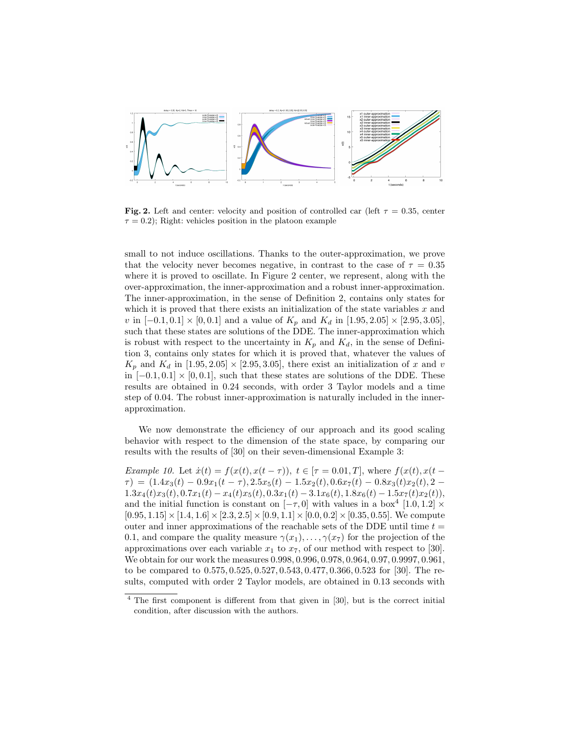**Fig. 2.** Left and center: velocity and position of controlled car (left $\tau = 0.35$, center $\tau = 0.2$); Right: vehicles position in the platoon example

small to not induce oscillations. Thanks to the outer-approximation, we prove that the velocity never becomes negative, in contrast to the case of $\tau = 0.35$ where it is proved to oscillate. In Figure 2 center, we represent, along with the over-approximation, the inner-approximation and a robust inner-approximation. The inner-approximation, in the sense of Definition 2, contains only states for which it is proved that there exists an initialization of the state variables $x$ and $v$ in $[-0.1, 0.1] \times [0, 0.1]$ and a value of $K_p$ and $K_d$ in $[1.95, 2.05] \times [2.95, 3.05]$, such that these states are solutions of the DDE. The inner-approximation which is robust with respect to the uncertainty in $K_p$ and $K_d$, in the sense of Definition 3, contains only states for which it is proved that, whatever the values of $K_p$ and $K_d$ in $[1.95, 2.05] \times [2.95, 3.05]$, there exist an initialization of $x$ and $v$ in $[-0.1, 0.1] \times [0, 0.1]$, such that these states are solutions of the DDE. These results are obtained in 0.24 seconds, with order 3 Taylor models and a time step of 0.04. The robust inner-approximation is naturally included in the inner-approximation.

We now demonstrate the efficiency of our approach and its good scaling behavior with respect to the dimension of the state space, by comparing our results with the results of [30] on their seven-dimensional Example 3:

*Example 10.* Let $\dot{x}(t) = f(x(t), x(t-\tau))$, $t \in [\tau = 0.01, T]$, where $f(x(t), x(t-\tau)) = (1.4x_3(t) - 0.9x_1(t-\tau), 2.5x_5(t) - 1.5x_2(t), 0.6x_7(t) - 0.8x_3(t)x_2(t), 2 - 1.3x_4(t)x_3(t), 0.7x_1(t) - x_4(t)x_5(t), 0.3x_1(t) - 3.1x_6(t), 1.8x_6(t) - 1.5x_7(t)x_2(t))$, and the initial function is constant on $[-\tau, 0]$ with values in a box[4] $[1.0, 1.2] \times [0.95, 1.15] \times [1.4, 1.6] \times [2.3, 2.5] \times [0.9, 1.1] \times [0.0, 0.2] \times [0.35, 0.55]$. We compute outer and inner approximations of the reachable sets of the DDE until time $t = 0.1$, and compare the quality measure $\gamma(x_1), \ldots, \gamma(x_7)$ for the projection of the approximations over each variable $x_1$ to $x_7$, of our method with respect to [30]. We obtain for our work the measures $0.998, 0.996, 0.978, 0.964, 0.97, 0.9997, 0.961$, to be compared to $0.575, 0.525, 0.527, 0.543, 0.477, 0.366, 0.523$ for [30]. The results, computed with order 2 Taylor models, are obtained in 0.13 seconds with

[4] The first component is different from that given in [30], but is the correct initial condition, after discussion with the authors.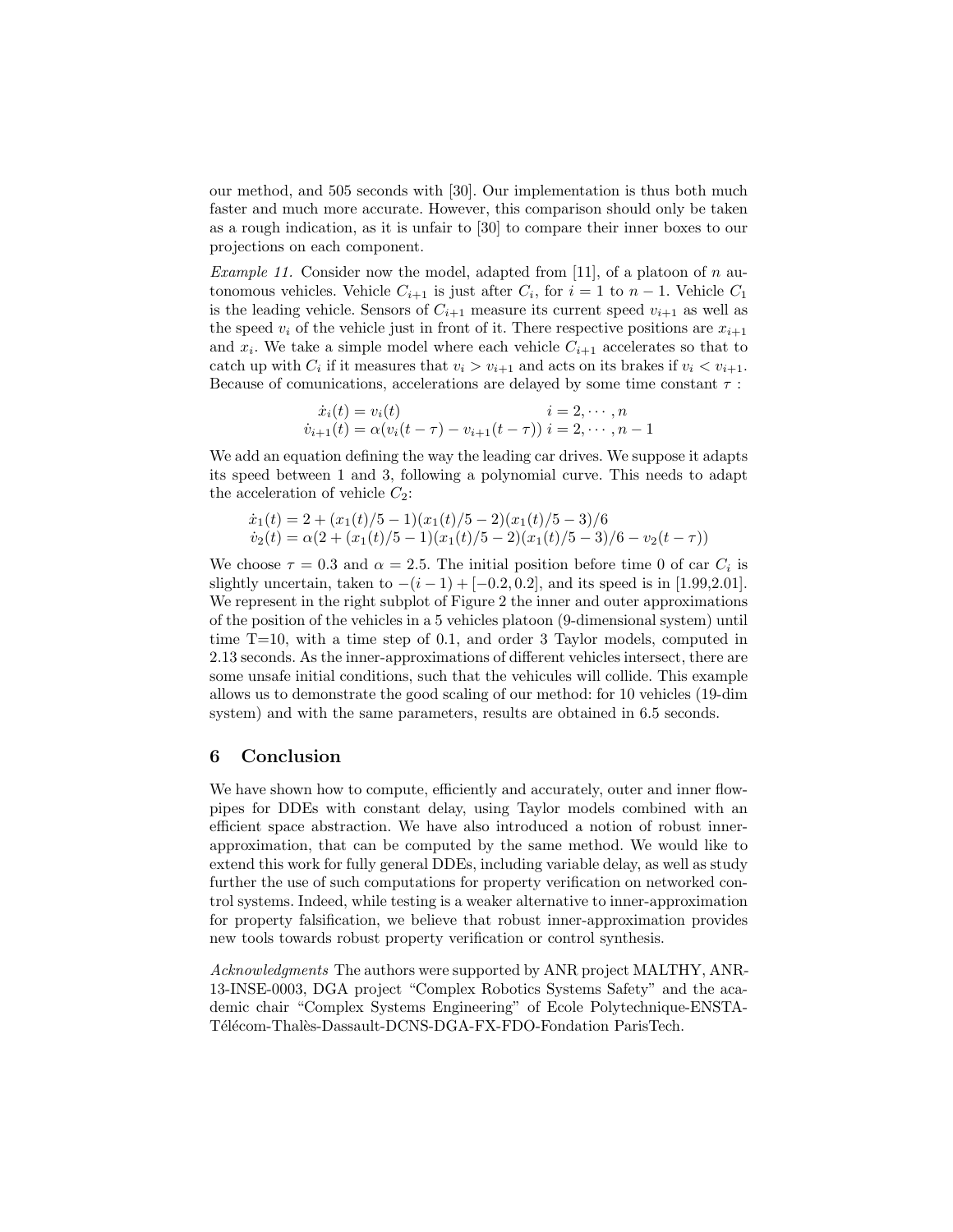our method, and 505 seconds with [30]. Our implementation is thus both much faster and much more accurate. However, this comparison should only be taken as a rough indication, as it is unfair to [30] to compare their inner boxes to our projections on each component.

*Example 11.* Consider now the model, adapted from [11], of a platoon of $n$ autonomous vehicles. Vehicle $C_{i+1}$ is just after $C_i$, for $i = 1$ to $n-1$. Vehicle $C_1$ is the leading vehicle. Sensors of $C_{i+1}$ measure its current speed $v_{i+1}$ as well as the speed $v_i$ of the vehicle just in front of it. There respective positions are $x_{i+1}$ and $x_i$. We take a simple model where each vehicle $C_{i+1}$ accelerates so that to catch up with $C_i$ if it measures that $v_i > v_{i+1}$ and acts on its brakes if $v_i < v_{i+1}$. Because of comunications, accelerations are delayed by some time constant $\tau$ :

$$
\begin{array}{ll}
\dot{x}_i(t) = v_i(t) & i = 2, \cdots, n \\
\dot{v}_{i+1}(t) = \alpha(v_i(t-\tau) - v_{i+1}(t-\tau)) & i = 2, \cdots, n-1
\end{array}
$$

We add an equation defining the way the leading car drives. We suppose it adapts its speed between 1 and 3, following a polynomial curve. This needs to adapt the acceleration of vehicle $C_2$:

$$
\begin{array}{l}
\dot{x}_1(t) = 2 + (x_1(t)/5 - 1)(x_1(t)/5 - 2)(x_1(t)/5 - 3)/6 \\
\dot{v}_2(t) = \alpha(2 + (x_1(t)/5 - 1)(x_1(t)/5 - 2)(x_1(t)/5 - 3)/6 - v_2(t-\tau))
\end{array}
$$

We choose $\tau = 0.3$ and $\alpha = 2.5$. The initial position before time 0 of car $C_i$ is slightly uncertain, taken to $-(i-1) + [-0.2, 0.2]$, and its speed is in [1.99,2.01]. We represent in the right subplot of Figure 2 the inner and outer approximations of the position of the vehicles in a 5 vehicles platoon (9-dimensional system) until time T=10, with a time step of 0.1, and order 3 Taylor models, computed in 2.13 seconds. As the inner-approximations of different vehicles intersect, there are some unsafe initial conditions, such that the vehicules will collide. This example allows us to demonstrate the good scaling of our method: for 10 vehicles (19-dim system) and with the same parameters, results are obtained in 6.5 seconds.

## 6 Conclusion

We have shown how to compute, efficiently and accurately, outer and inner flowpipes for DDEs with constant delay, using Taylor models combined with an efficient space abstraction. We have also introduced a notion of robust inner-approximation, that can be computed by the same method. We would like to extend this work for fully general DDEs, including variable delay, as well as study further the use of such computations for property verification on networked control systems. Indeed, while testing is a weaker alternative to inner-approximation for property falsification, we believe that robust inner-approximation provides new tools towards robust property verification or control synthesis.

*Acknowledgments* The authors were supported by ANR project MALTHY, ANR-13-INSE-0003, DGA project "Complex Robotics Systems Safety" and the academic chair "Complex Systems Engineering" of Ecole Polytechnique-ENSTA-Télécom-Thalès-Dassault-DCNS-DGA-FX-FDO-Fondation ParisTech.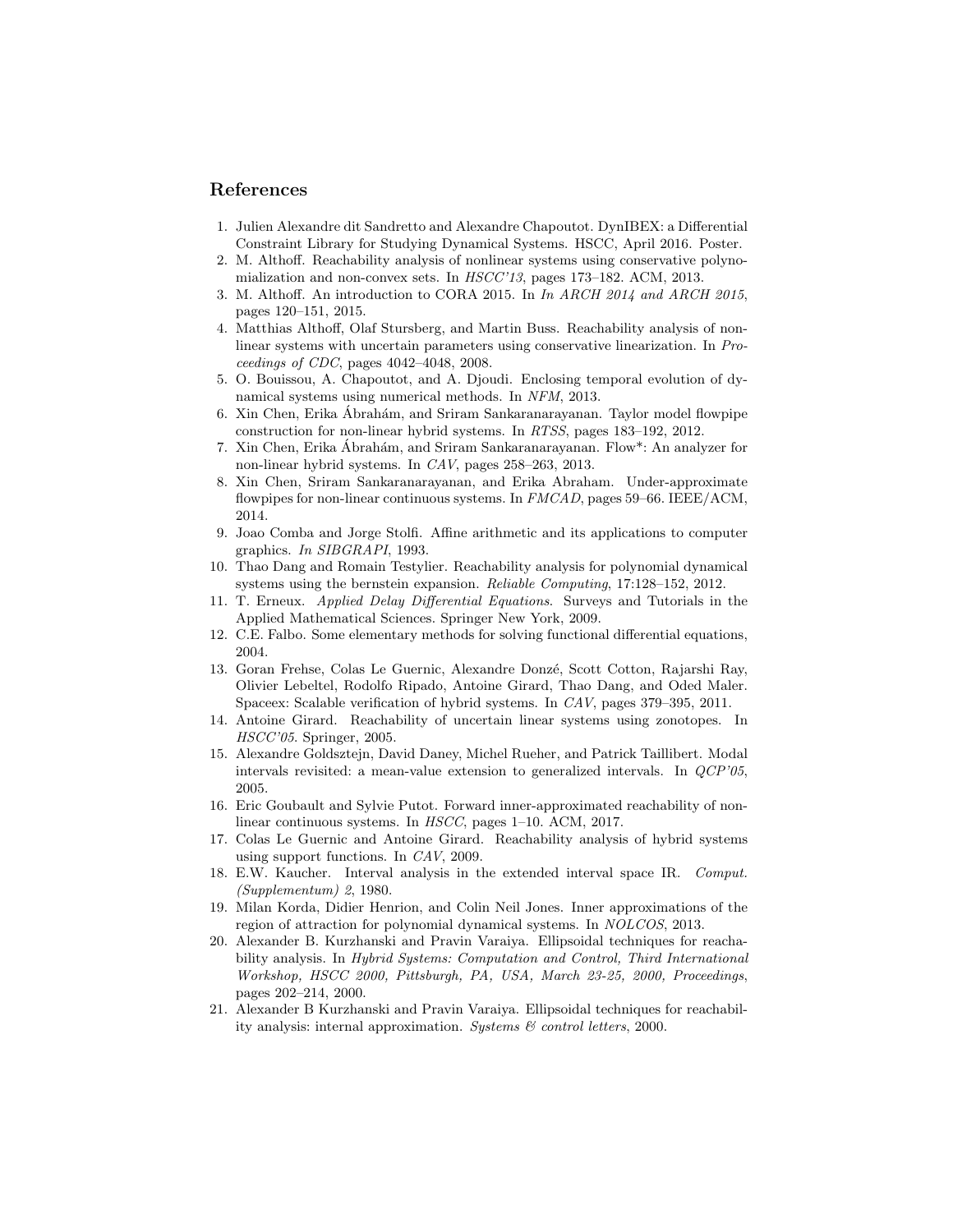## References

1. Julien Alexandre dit Sandretto and Alexandre Chapoutot. DynIBEX: a Differential Constraint Library for Studying Dynamical Systems. HSCC, April 2016. Poster.
2. M. Althoff. Reachability analysis of nonlinear systems using conservative polynomialization and non-convex sets. In *HSCC'13*, pages 173–182. ACM, 2013.
3. M. Althoff. An introduction to CORA 2015. In *In ARCH 2014 and ARCH 2015*, pages 120–151, 2015.
4. Matthias Althoff, Olaf Stursberg, and Martin Buss. Reachability analysis of nonlinear systems with uncertain parameters using conservative linearization. In *Proceedings of CDC*, pages 4042–4048, 2008.
5. O. Bouissou, A. Chapoutot, and A. Djoudi. Enclosing temporal evolution of dynamical systems using numerical methods. In *NFM*, 2013.
6. Xin Chen, Erika Ábrahám, and Sriram Sankaranarayanan. Taylor model flowpipe construction for non-linear hybrid systems. In *RTSS*, pages 183–192, 2012.
7. Xin Chen, Erika Ábrahám, and Sriram Sankaranarayanan. Flow*: An analyzer for non-linear hybrid systems. In *CAV*, pages 258–263, 2013.
8. Xin Chen, Sriram Sankaranarayanan, and Erika Abraham. Under-approximate flowpipes for non-linear continuous systems. In *FMCAD*, pages 59–66. IEEE/ACM, 2014.
9. Joao Comba and Jorge Stolfi. Affine arithmetic and its applications to computer graphics. *In SIBGRAPI*, 1993.
10. Thao Dang and Romain Testylier. Reachability analysis for polynomial dynamical systems using the bernstein expansion. *Reliable Computing*, 17:128–152, 2012.
11. T. Erneux. *Applied Delay Differential Equations*. Surveys and Tutorials in the Applied Mathematical Sciences. Springer New York, 2009.
12. C.E. Falbo. Some elementary methods for solving functional differential equations, 2004.
13. Goran Frehse, Colas Le Guernic, Alexandre Donzé, Scott Cotton, Rajarshi Ray, Olivier Lebeltel, Rodolfo Ripado, Antoine Girard, Thao Dang, and Oded Maler. Spaceex: Scalable verification of hybrid systems. In *CAV*, pages 379–395, 2011.
14. Antoine Girard. Reachability of uncertain linear systems using zonotopes. In *HSCC'05*. Springer, 2005.
15. Alexandre Goldsztejn, David Daney, Michel Rueher, and Patrick Taillibert. Modal intervals revisited: a mean-value extension to generalized intervals. In *QCP'05*, 2005.
16. Eric Goubault and Sylvie Putot. Forward inner-approximated reachability of non-linear continuous systems. In *HSCC*, pages 1–10. ACM, 2017.
17. Colas Le Guernic and Antoine Girard. Reachability analysis of hybrid systems using support functions. In *CAV*, 2009.
18. E.W. Kaucher. Interval analysis in the extended interval space IR. *Comput. (Supplementum) 2*, 1980.
19. Milan Korda, Didier Henrion, and Colin Neil Jones. Inner approximations of the region of attraction for polynomial dynamical systems. In *NOLCOS*, 2013.
20. Alexander B. Kurzhanski and Pravin Varaiya. Ellipsoidal techniques for reachability analysis. In *Hybrid Systems: Computation and Control, Third International Workshop, HSCC 2000, Pittsburgh, PA, USA, March 23-25, 2000, Proceedings*, pages 202–214, 2000.
21. Alexander B Kurzhanski and Pravin Varaiya. Ellipsoidal techniques for reachability analysis: internal approximation. *Systems & control letters*, 2000.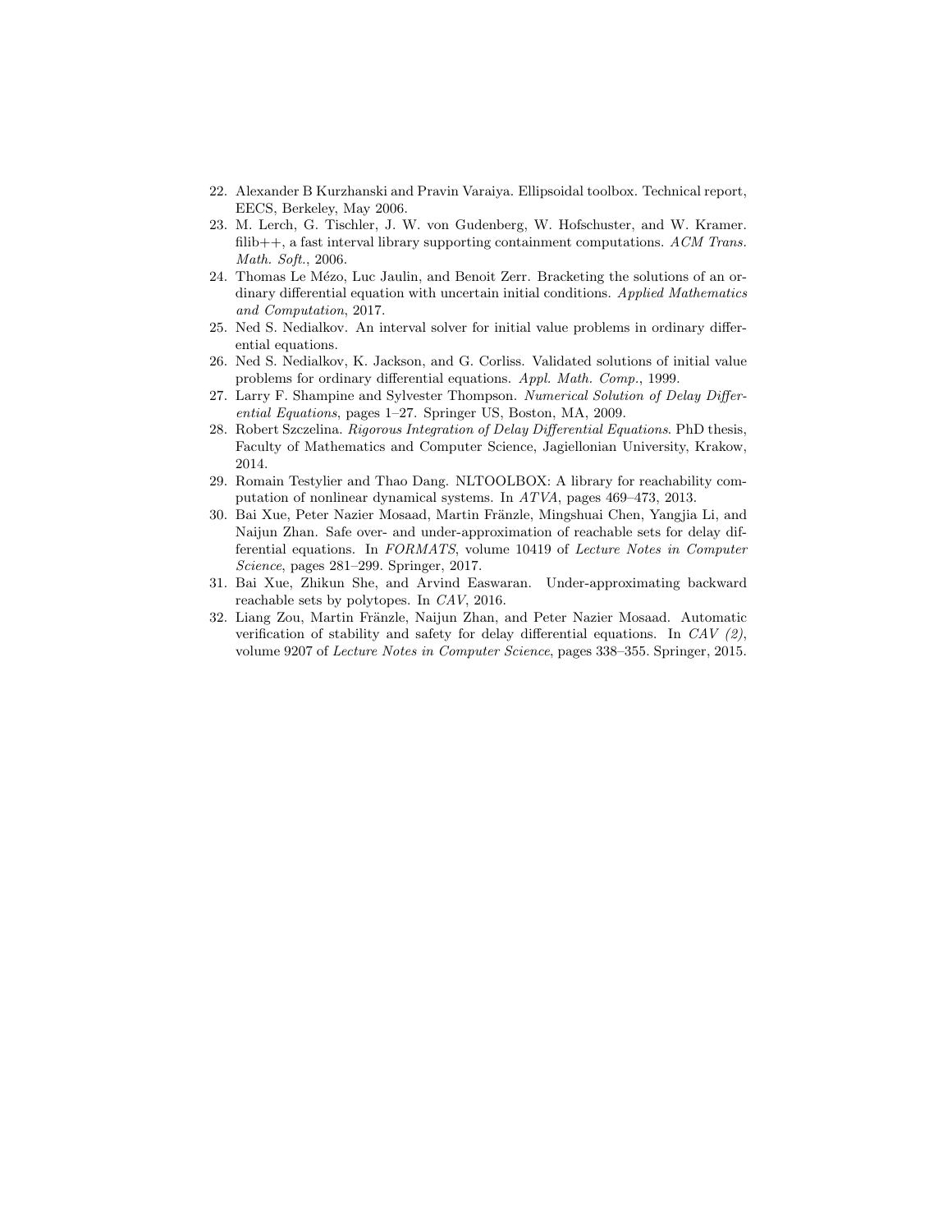22. Alexander B Kurzhanski and Pravin Varaiya. Ellipsoidal toolbox. Technical report, EECS, Berkeley, May 2006.
23. M. Lerch, G. Tischler, J. W. von Gudenberg, W. Hofschuster, and W. Kramer. filib++, a fast interval library supporting containment computations. *ACM Trans. Math. Soft.*, 2006.
24. Thomas Le Mézo, Luc Jaulin, and Benoit Zerr. Bracketing the solutions of an ordinary differential equation with uncertain initial conditions. *Applied Mathematics and Computation*, 2017.
25. Ned S. Nedialkov. An interval solver for initial value problems in ordinary differential equations.
26. Ned S. Nedialkov, K. Jackson, and G. Corliss. Validated solutions of initial value problems for ordinary differential equations. *Appl. Math. Comp.*, 1999.
27. Larry F. Shampine and Sylvester Thompson. *Numerical Solution of Delay Differential Equations*, pages 1–27. Springer US, Boston, MA, 2009.
28. Robert Szczelina. *Rigorous Integration of Delay Differential Equations*. PhD thesis, Faculty of Mathematics and Computer Science, Jagiellonian University, Krakow, 2014.
29. Romain Testylier and Thao Dang. NLTOOLBOX: A library for reachability computation of nonlinear dynamical systems. In *ATVA*, pages 469–473, 2013.
30. Bai Xue, Peter Nazier Mosaad, Martin Fränzle, Mingshuai Chen, Yangjia Li, and Naijun Zhan. Safe over- and under-approximation of reachable sets for delay differential equations. In *FORMATS*, volume 10419 of *Lecture Notes in Computer Science*, pages 281–299. Springer, 2017.
31. Bai Xue, Zhikun She, and Arvind Easwaran. Under-approximating backward reachable sets by polytopes. In *CAV*, 2016.
32. Liang Zou, Martin Fränzle, Naijun Zhan, and Peter Nazier Mosaad. Automatic verification of stability and safety for delay differential equations. In *CAV (2)*, volume 9207 of *Lecture Notes in Computer Science*, pages 338–355. Springer, 2015.